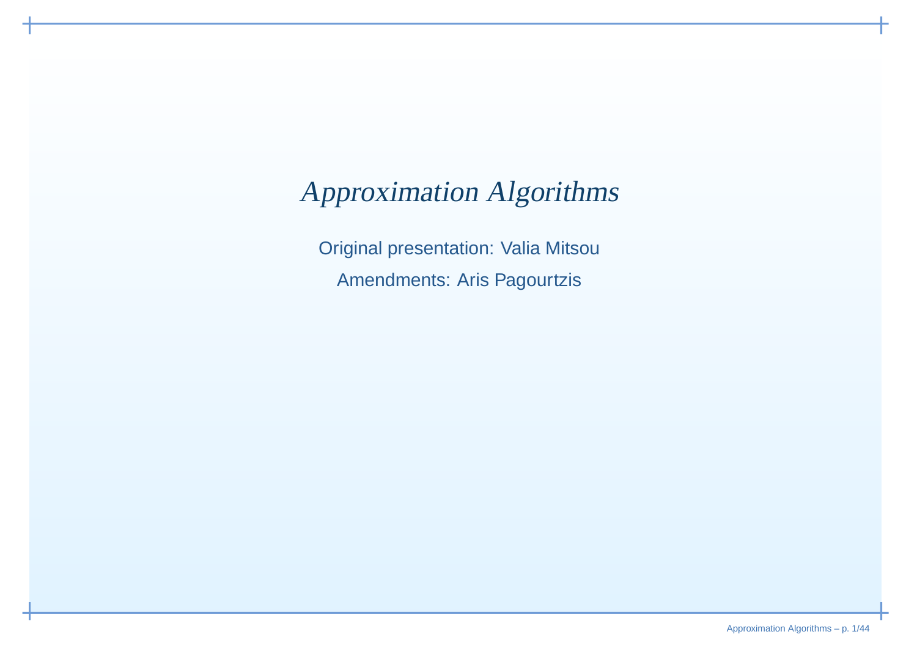# *Approximation Algorithms*

Original presentation: Valia Mitsou

Amendments: Aris Pagourtzis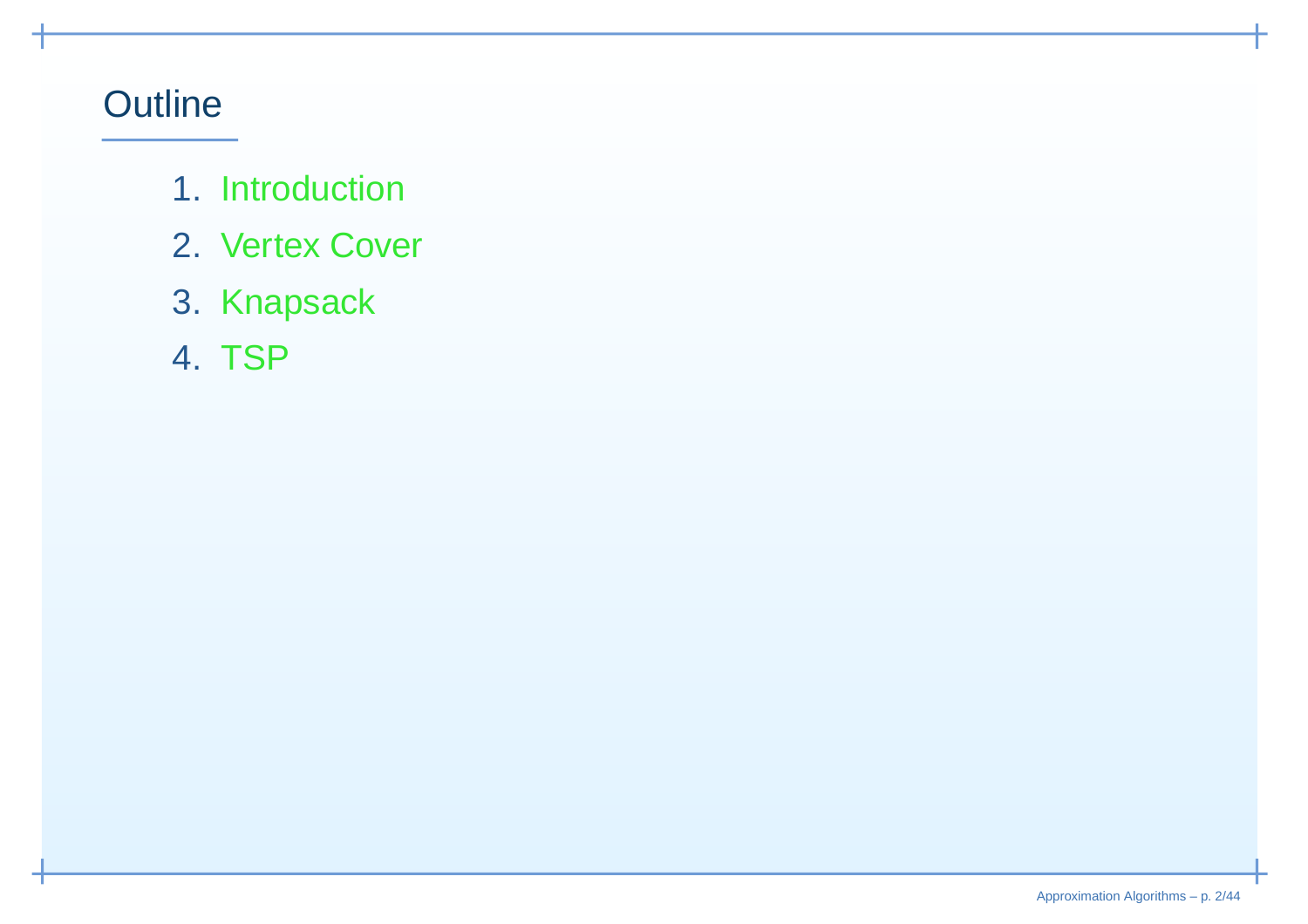# Outline

1. Introduction
2. Vertex Cover
3. Knapsack
4. TSP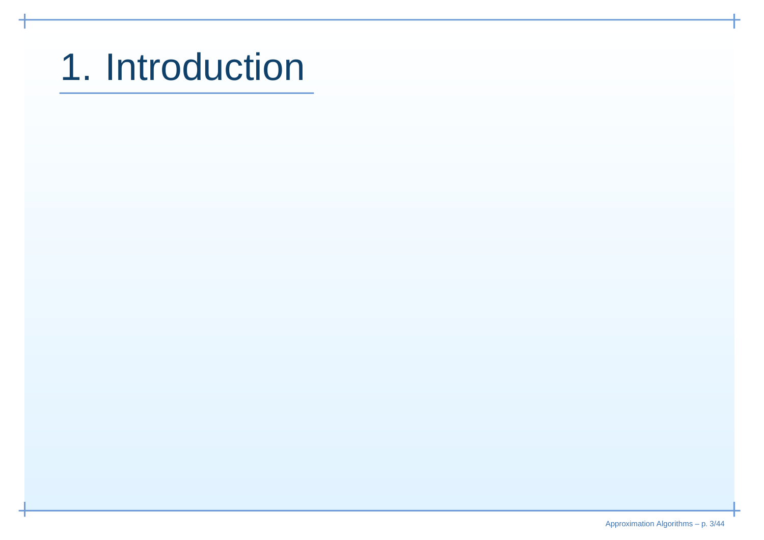# 1. Introduction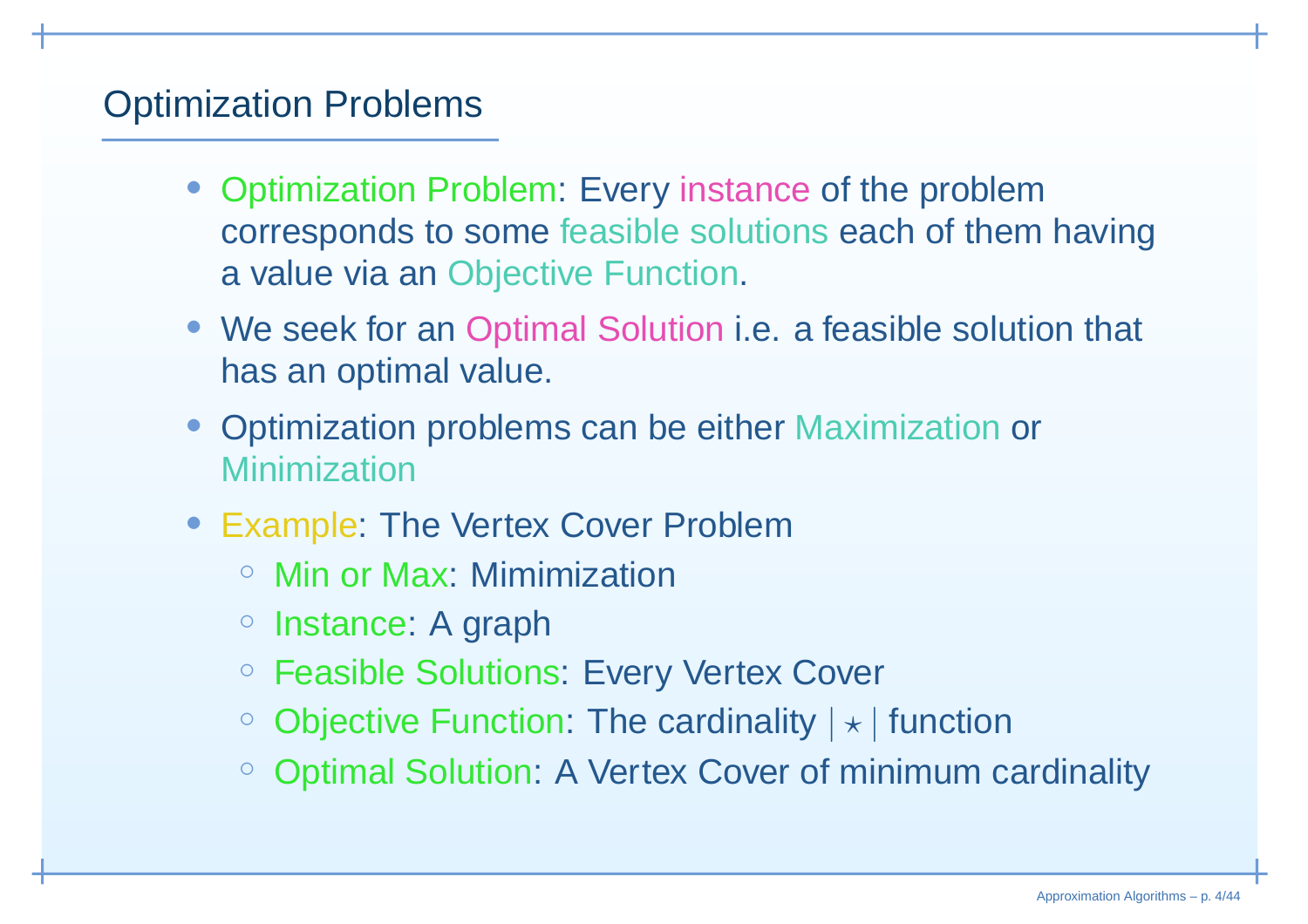## Optimization Problems

- Optimization Problem: Every instance of the problem corresponds to some feasible solutions each of them having a value via an Objective Function.
- We seek for an Optimal Solution i.e. a feasible solution that has an optimal value.
- Optimization problems can be either Maximization or Minimization
- Example: The Vertex Cover Problem
  - Min or Max: Mimimization
  - Instance: A graph
  - Feasible Solutions: Every Vertex Cover
  - Objective Function: The cardinality $|\star|$ function
  - Optimal Solution: A Vertex Cover of minimum cardinality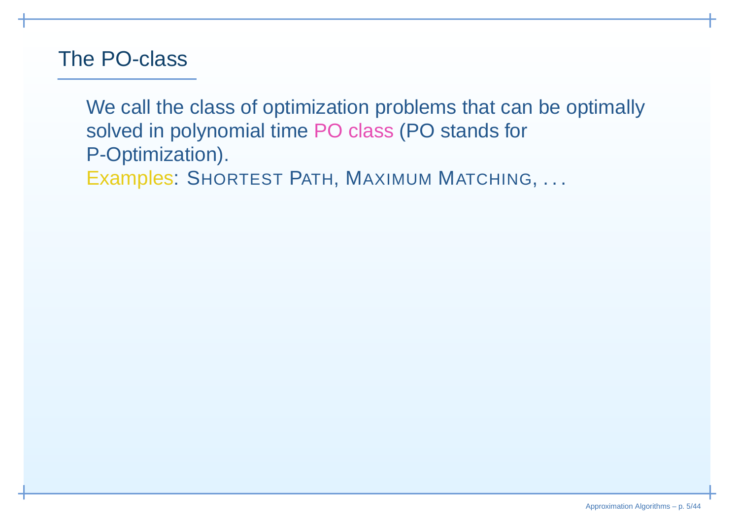## The PO-class

We call the class of optimization problems that can be optimally solved in polynomial time PO class (PO stands for P-Optimization).

Examples: SHORTEST PATH, MAXIMUM MATCHING, ...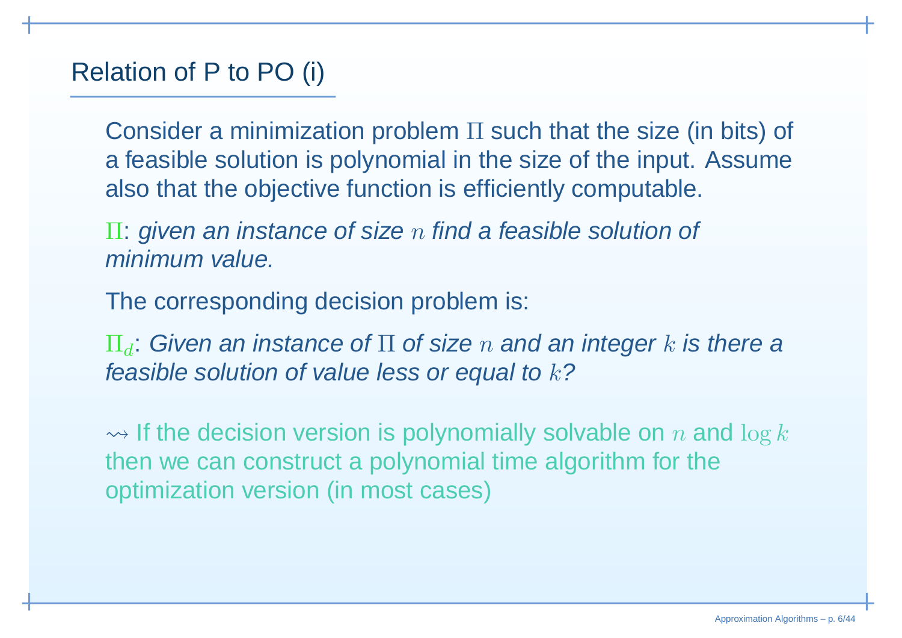## Relation of P to PO (i)

Consider a minimization problem $\Pi$ such that the size (in bits) of a feasible solution is polynomial in the size of the input. Assume also that the objective function is efficiently computable.

$\Pi$: *given an instance of size $n$ find a feasible solution of minimum value.*

The corresponding decision problem is:

$\Pi_d$: *Given an instance of $\Pi$ of size $n$ and an integer $k$ is there a feasible solution of value less or equal to $k$?*

$\rightsquigarrow$ If the decision version is polynomially solvable on $n$ and $\log k$ then we can construct a polynomial time algorithm for the optimization version (in most cases)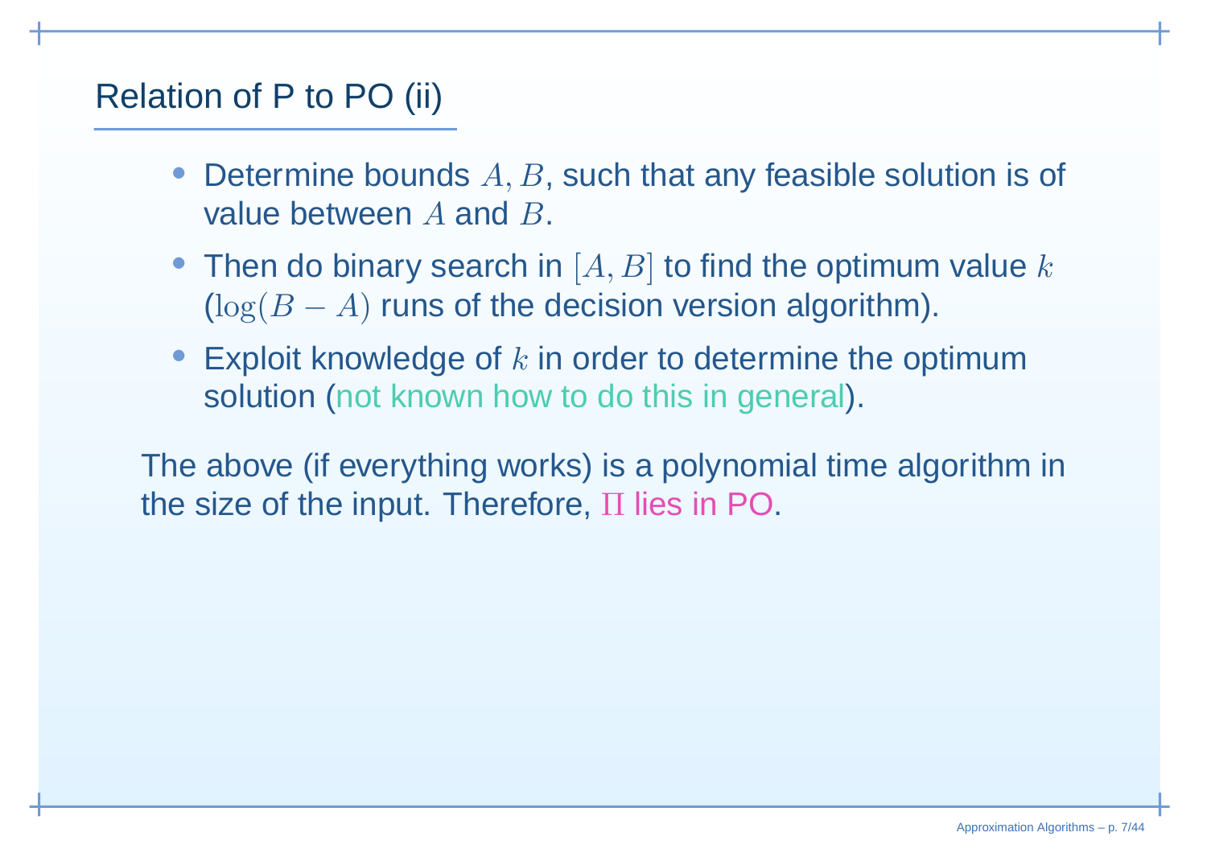## Relation of P to PO (ii)

- Determine bounds $A, B$, such that any feasible solution is of value between $A$ and $B$.
- Then do binary search in $[A, B]$ to find the optimum value $k$ ($\log(B - A)$ runs of the decision version algorithm).
- Exploit knowledge of $k$ in order to determine the optimum solution (not known how to do this in general).

The above (if everything works) is a polynomial time algorithm in the size of the input. Therefore, $\Pi$ lies in PO.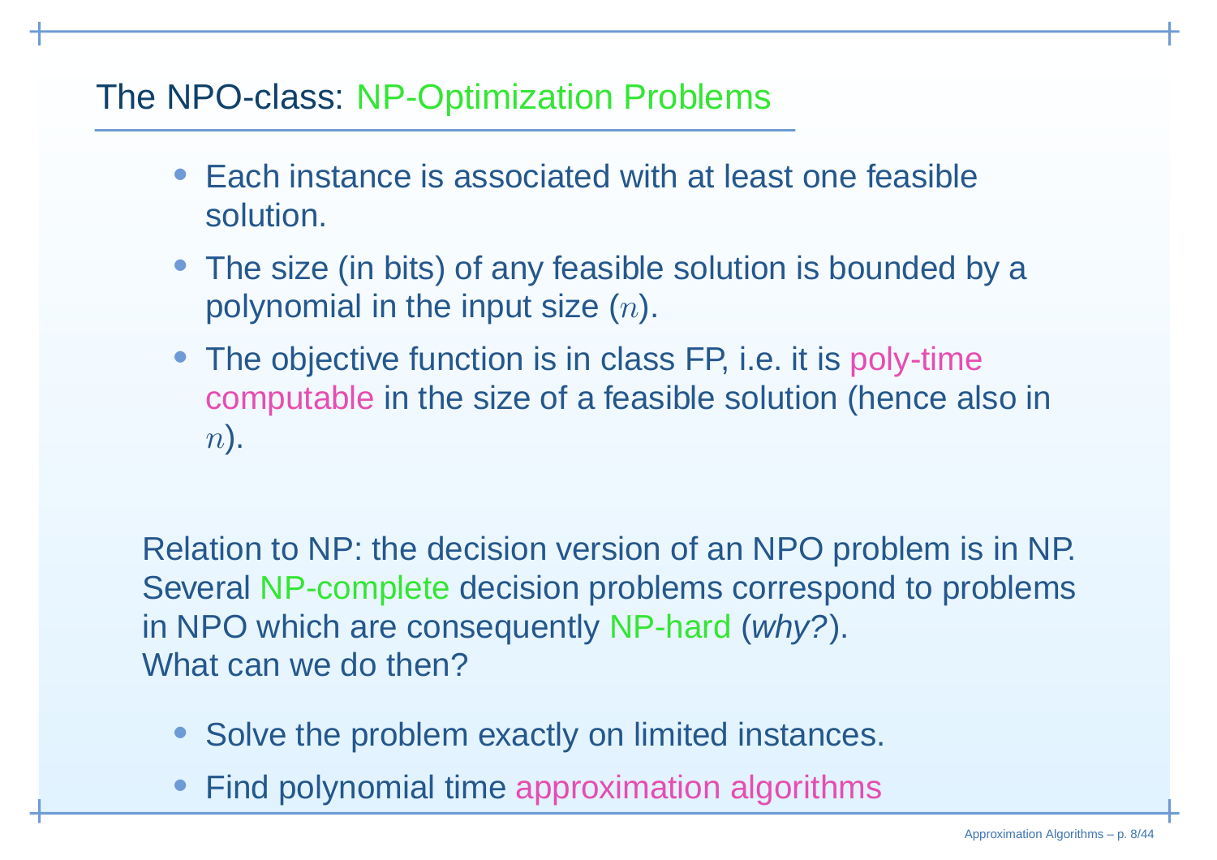## The NPO-class: NP-Optimization Problems

- Each instance is associated with at least one feasible solution.
- The size (in bits) of any feasible solution is bounded by a polynomial in the input size ($n$).
- The objective function is in class FP, i.e. it is poly-time computable in the size of a feasible solution (hence also in $n$).

Relation to NP: the decision version of an NPO problem is in NP.
Several NP-complete decision problems correspond to problems in NPO which are consequently NP-hard (*why?*).
What can we do then?

- Solve the problem exactly on limited instances.
- Find polynomial time approximation algorithms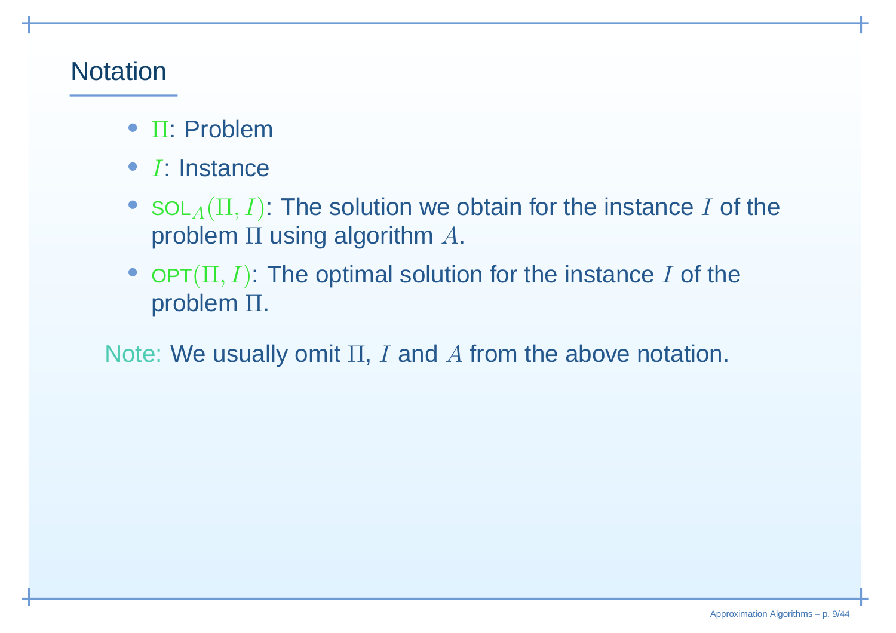## Notation

- $\Pi$: Problem
- $I$: Instance
- $\mathsf{SOL}_A(\Pi, I)$: The solution we obtain for the instance $I$ of the problem $\Pi$ using algorithm $A$.
- $\mathsf{OPT}(\Pi, I)$: The optimal solution for the instance $I$ of the problem $\Pi$.

Note: We usually omit $\Pi$, $I$ and $A$ from the above notation.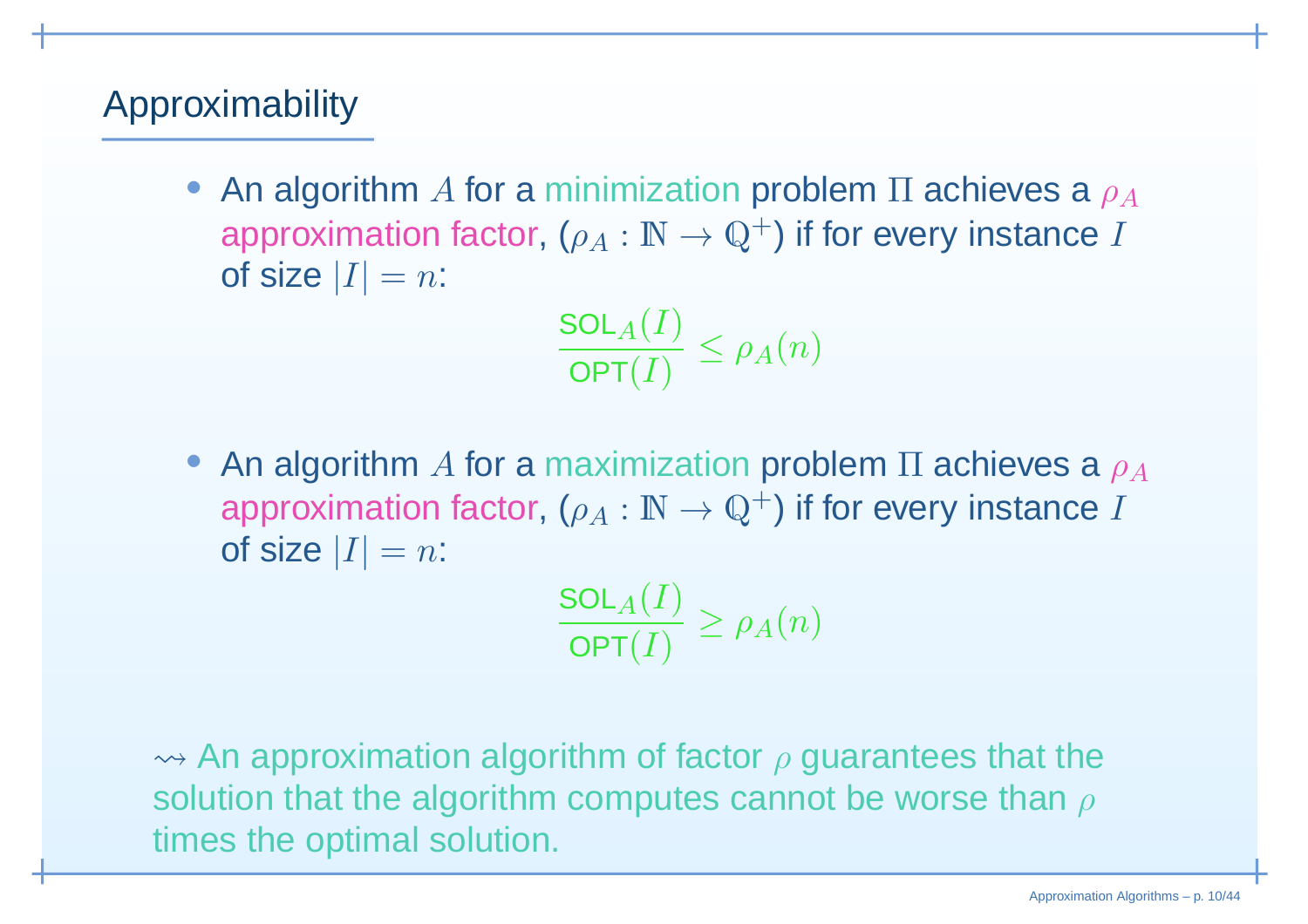# Approximability

- An algorithm $A$ for a minimization problem $\Pi$ achieves a $\rho_A$ approximation factor, ($\rho_A : \mathbb{N} \to \mathbb{Q}^+$) if for every instance $I$ of size $|I| = n$:

$$\frac{\mathsf{SOL}_A(I)}{\mathsf{OPT}(I)} \leq \rho_A(n)$$

- An algorithm $A$ for a maximization problem $\Pi$ achieves a $\rho_A$ approximation factor, ($\rho_A : \mathbb{N} \to \mathbb{Q}^+$) if for every instance $I$ of size $|I| = n$:

$$\frac{\mathsf{SOL}_A(I)}{\mathsf{OPT}(I)} \geq \rho_A(n)$$

$\rightsquigarrow$ An approximation algorithm of factor $\rho$ guarantees that the solution that the algorithm computes cannot be worse than $\rho$ times the optimal solution.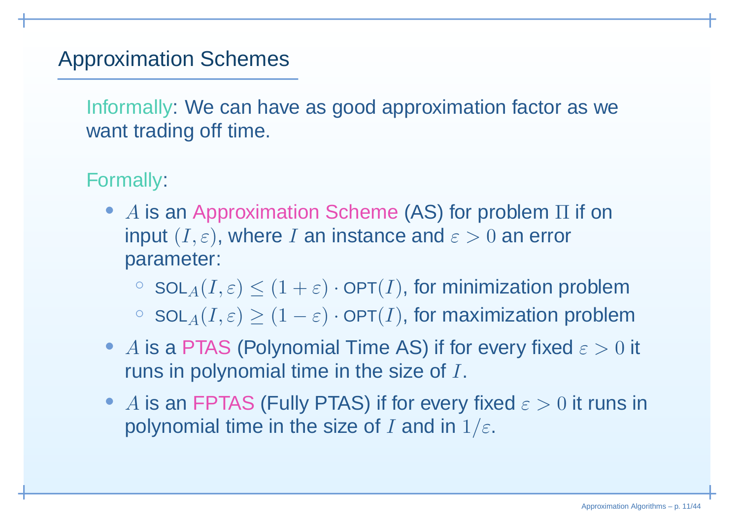## Approximation Schemes

Informally: We can have as good approximation factor as we want trading off time.

Formally:

- $A$ is an Approximation Scheme (AS) for problem $\Pi$ if on input $(I, \varepsilon)$, where $I$ an instance and $\varepsilon > 0$ an error parameter:
  - $\text{SOL}_A(I, \varepsilon) \leq (1 + \varepsilon) \cdot \text{OPT}(I)$, for minimization problem
  - $\text{SOL}_A(I, \varepsilon) \geq (1 - \varepsilon) \cdot \text{OPT}(I)$, for maximization problem
- $A$ is a PTAS (Polynomial Time AS) if for every fixed $\varepsilon > 0$ it runs in polynomial time in the size of $I$.
- $A$ is an FPTAS (Fully PTAS) if for every fixed $\varepsilon > 0$ it runs in polynomial time in the size of $I$ and in $1/\varepsilon$.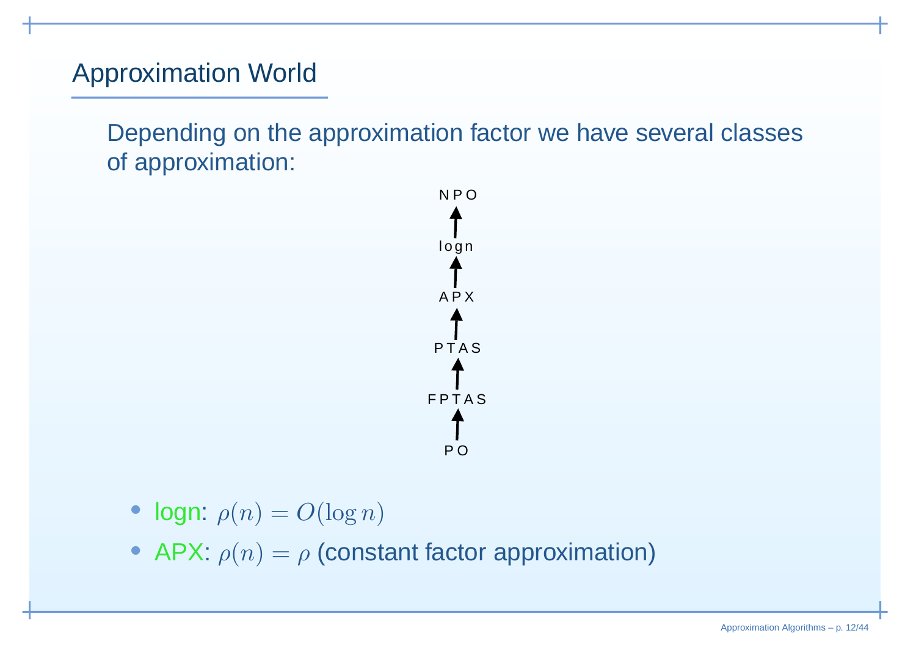# Approximation World

Depending on the approximation factor we have several classes of approximation:

NPO

↑

logn

↑

APX

↑

PTAS

↑

FPTAS

↑

PO

- logn: $\rho(n) = O(\log n)$
- APX: $\rho(n) = \rho$ (constant factor approximation)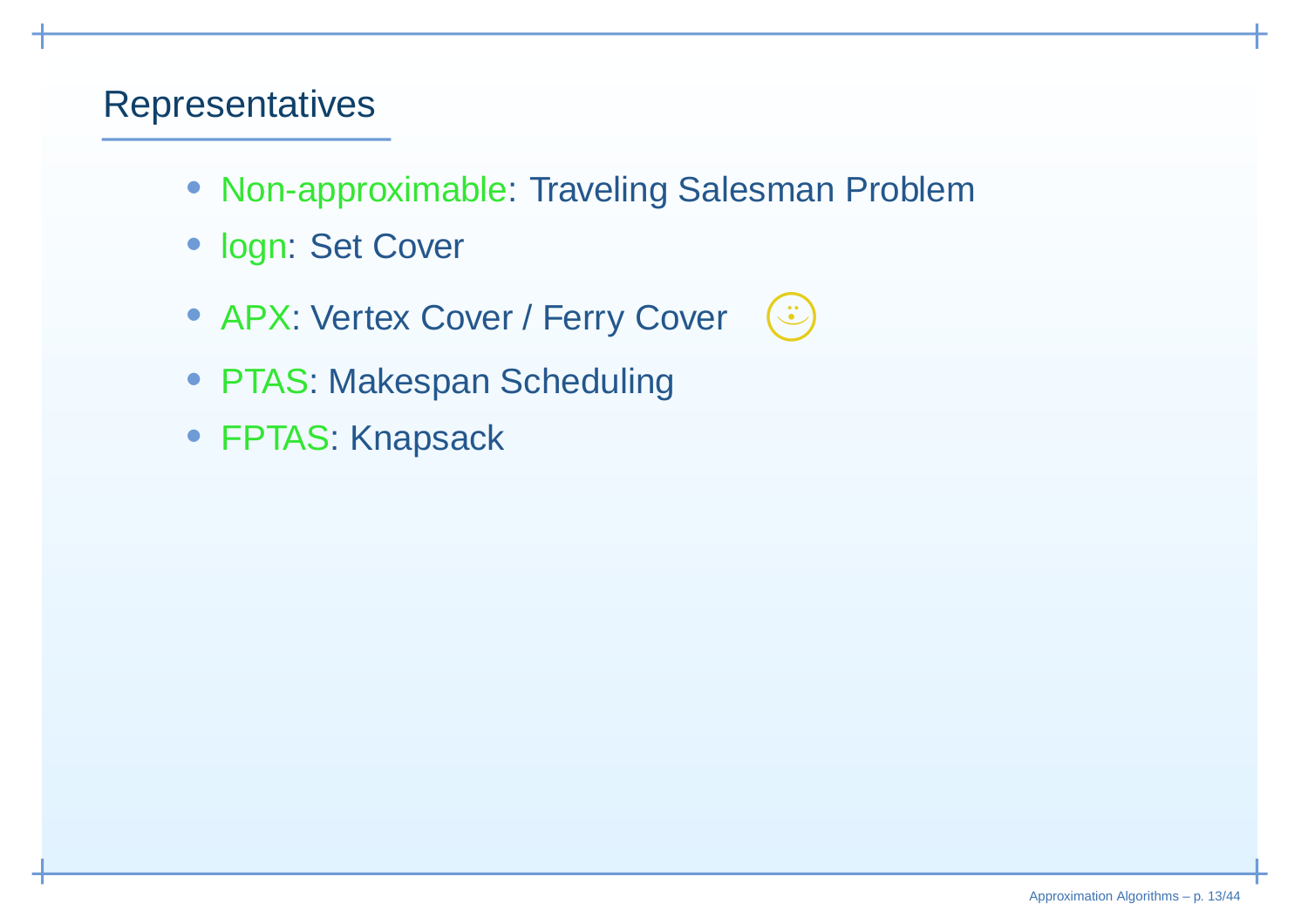# Representatives

- Non-approximable: Traveling Salesman Problem
- logn: Set Cover
- APX: Vertex Cover / Ferry Cover
- PTAS: Makespan Scheduling
- FPTAS: Knapsack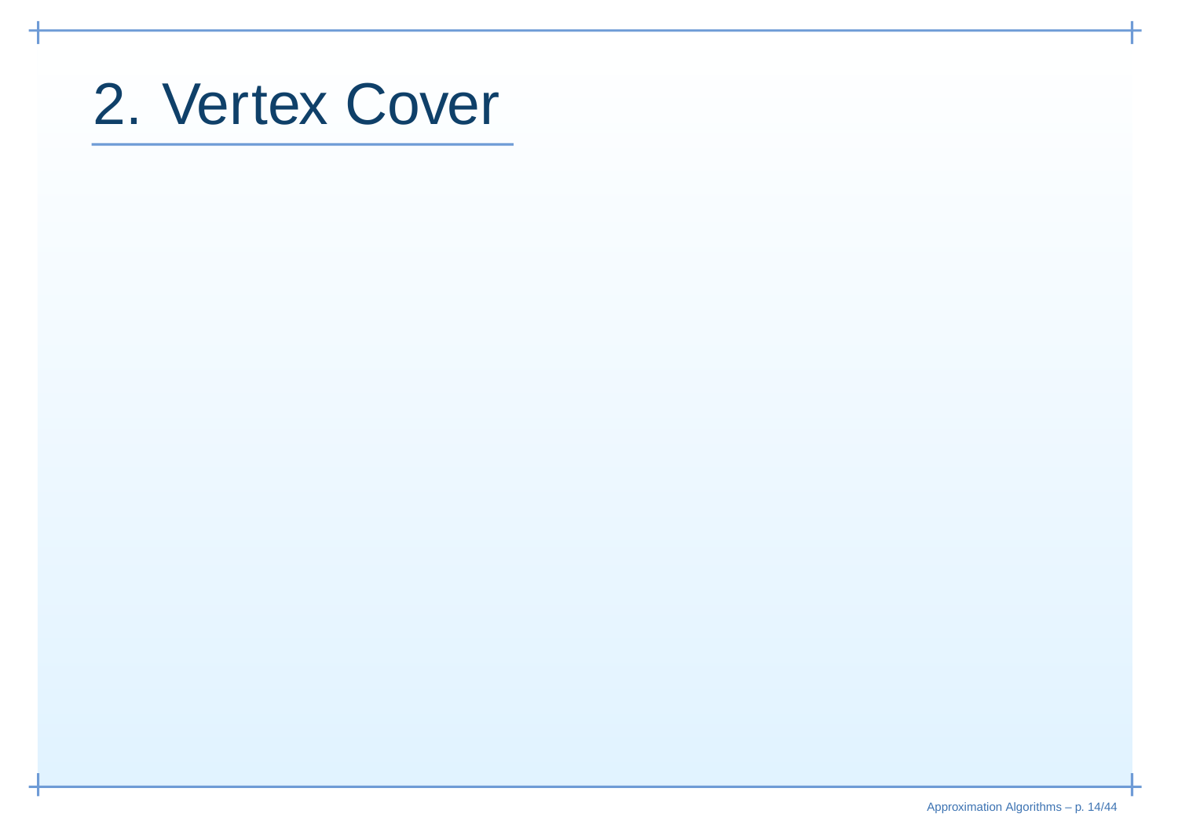# 2. Vertex Cover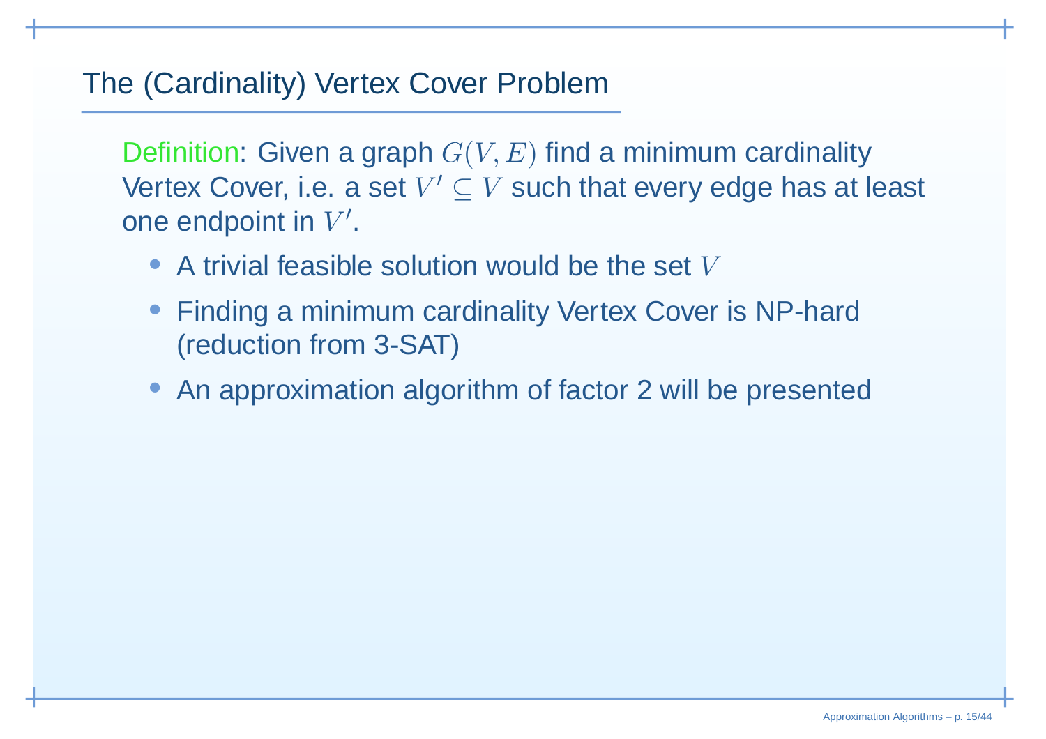## The (Cardinality) Vertex Cover Problem

Definition: Given a graph $G(V, E)$ find a minimum cardinality Vertex Cover, i.e. a set $V' \subseteq V$ such that every edge has at least one endpoint in $V'$.

- A trivial feasible solution would be the set $V$
- Finding a minimum cardinality Vertex Cover is NP-hard (reduction from 3-SAT)
- An approximation algorithm of factor 2 will be presented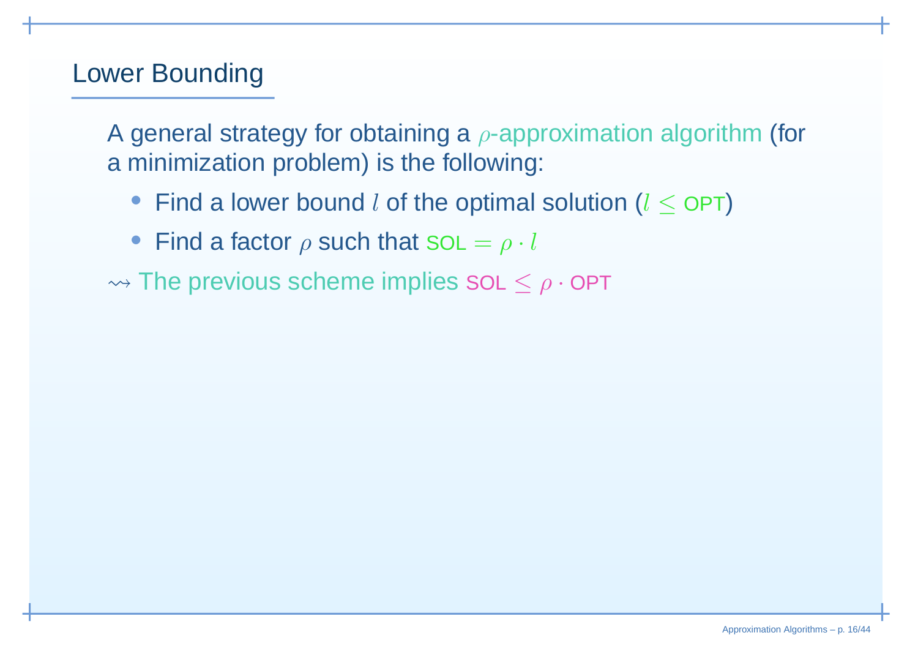# Lower Bounding

A general strategy for obtaining a $\rho$-approximation algorithm (for a minimization problem) is the following:

- Find a lower bound $l$ of the optimal solution ($l \leq \text{OPT}$)
- Find a factor $\rho$ such that $\text{SOL} = \rho \cdot l$

$\rightsquigarrow$ The previous scheme implies $\text{SOL} \leq \rho \cdot \text{OPT}$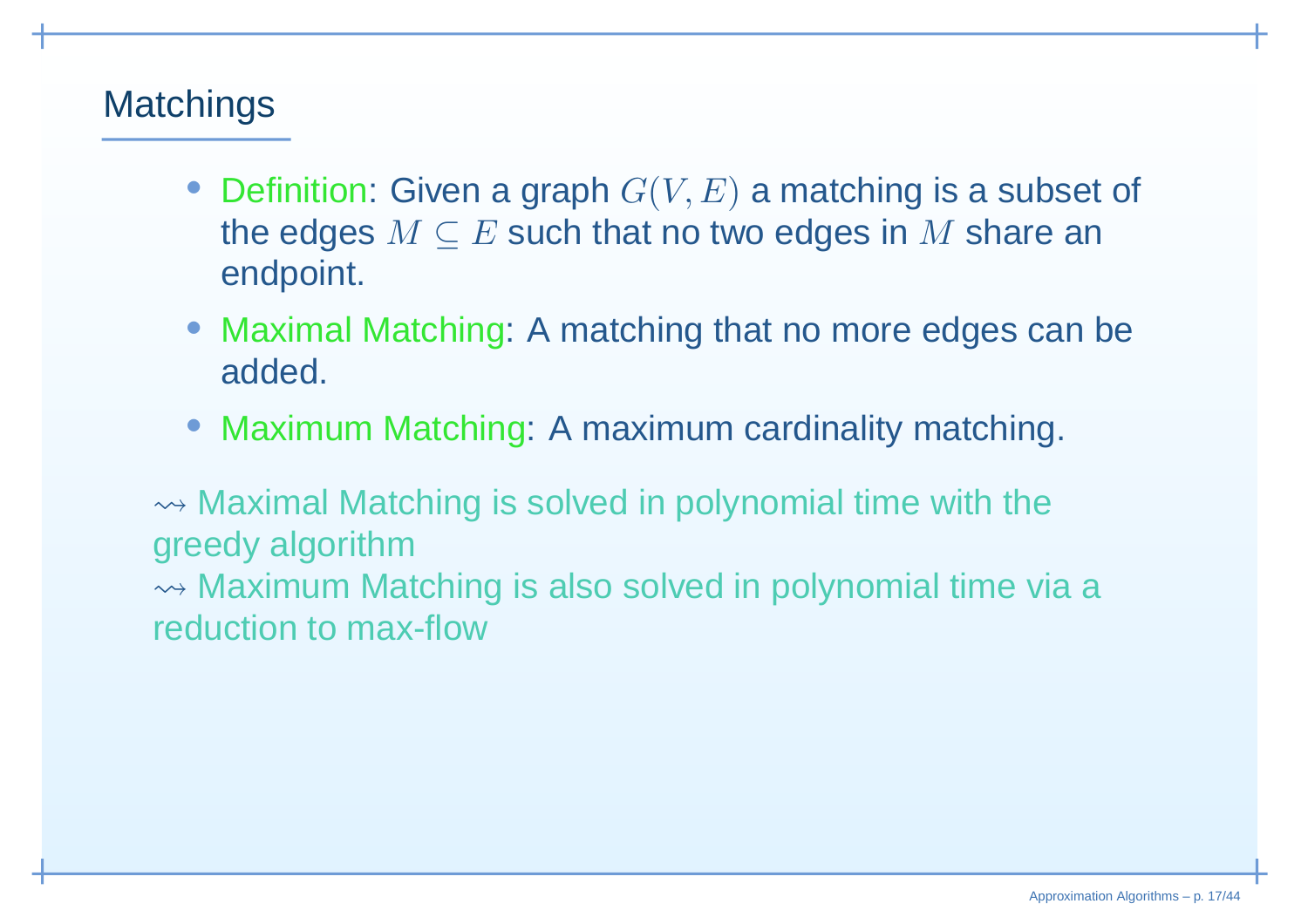## Matchings

- Definition: Given a graph $G(V, E)$ a matching is a subset of the edges $M \subseteq E$ such that no two edges in $M$ share an endpoint.
- Maximal Matching: A matching that no more edges can be added.
- Maximum Matching: A maximum cardinality matching.

$\rightsquigarrow$ Maximal Matching is solved in polynomial time with the greedy algorithm
$\rightsquigarrow$ Maximum Matching is also solved in polynomial time via a reduction to max-flow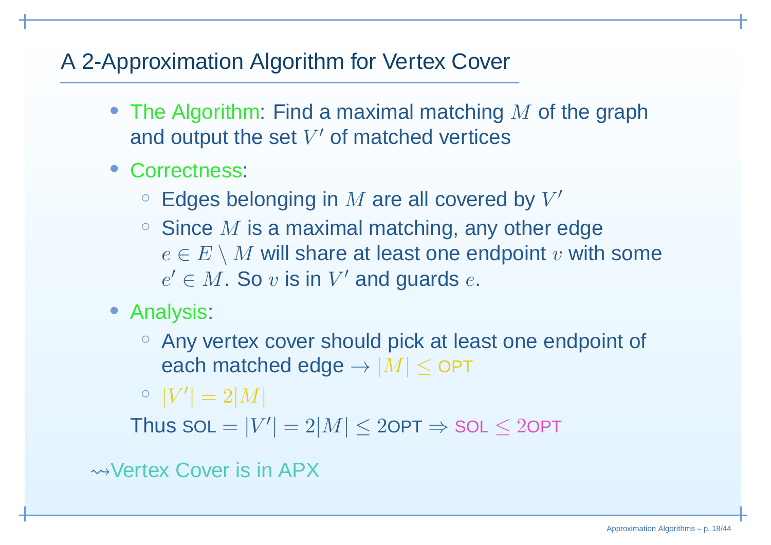# A 2-Approximation Algorithm for Vertex Cover

- The Algorithm: Find a maximal matching $M$ of the graph and output the set $V'$ of matched vertices
- Correctness:
  - Edges belonging in $M$ are all covered by $V'$
  - Since $M$ is a maximal matching, any other edge $e \in E \setminus M$ will share at least one endpoint $v$ with some $e' \in M$. So $v$ is in $V'$ and guards $e$.
- Analysis:
  - Any vertex cover should pick at least one endpoint of each matched edge $\rightarrow |M| \leq \text{OPT}$
  - $|V'| = 2|M|$

  Thus $\text{SOL} = |V'| = 2|M| \leq 2\text{OPT} \Rightarrow \text{SOL} \leq 2\text{OPT}$

$\leadsto$Vertex Cover is in APX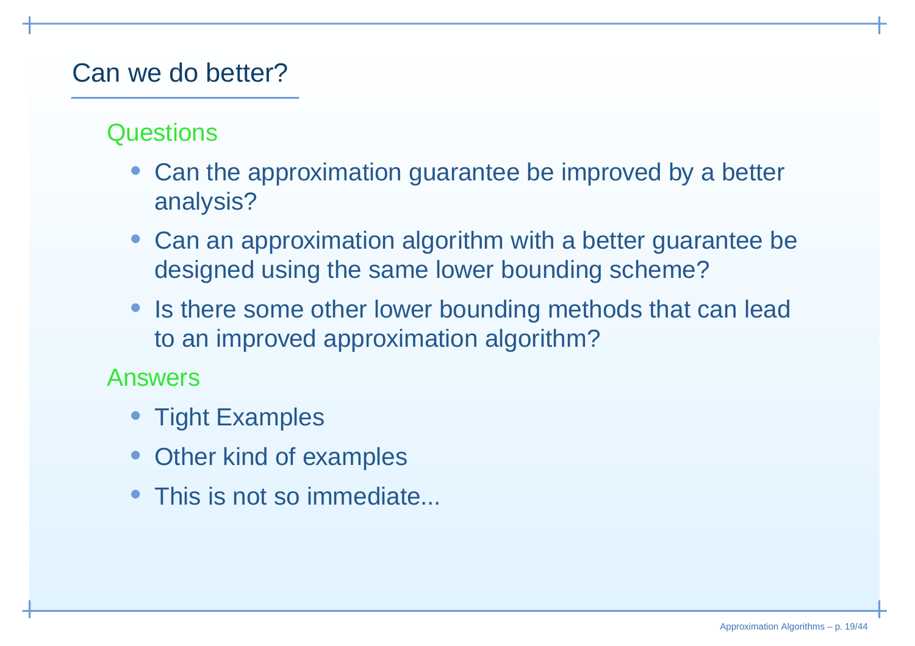# Can we do better?

### Questions

- Can the approximation guarantee be improved by a better analysis?
- Can an approximation algorithm with a better guarantee be designed using the same lower bounding scheme?
- Is there some other lower bounding methods that can lead to an improved approximation algorithm?

### Answers

- Tight Examples
- Other kind of examples
- This is not so immediate...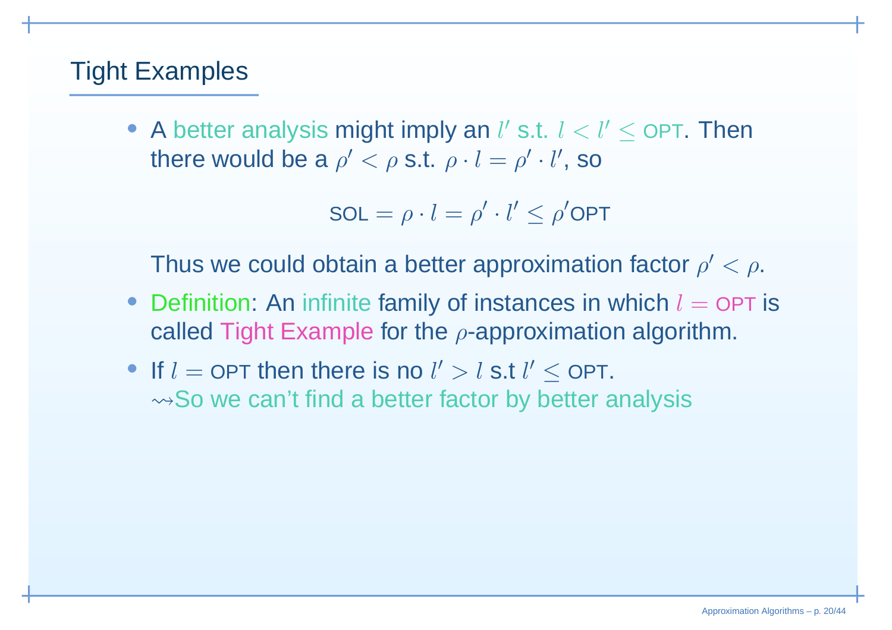# Tight Examples

- A better analysis might imply an $l'$ s.t. $l < l' \leq \text{OPT}$. Then there would be a $\rho' < \rho$ s.t. $\rho \cdot l = \rho' \cdot l'$, so

$$\text{SOL} = \rho \cdot l = \rho' \cdot l' \leq \rho' \text{OPT}$$

  Thus we could obtain a better approximation factor $\rho' < \rho$.

- Definition: An infinite family of instances in which $l = \text{OPT}$ is called Tight Example for the $\rho$-approximation algorithm.

- If $l = \text{OPT}$ then there is no $l' > l$ s.t $l' \leq \text{OPT}$.
  $\rightsquigarrow$So we can't find a better factor by better analysis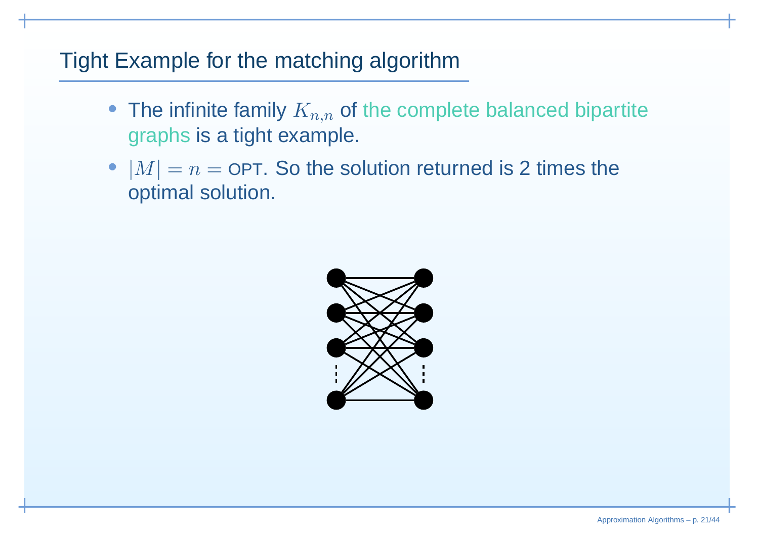## Tight Example for the matching algorithm

- The infinite family $K_{n,n}$ of the complete balanced bipartite graphs is a tight example.
- $|M| = n =$ OPT. So the solution returned is 2 times the optimal solution.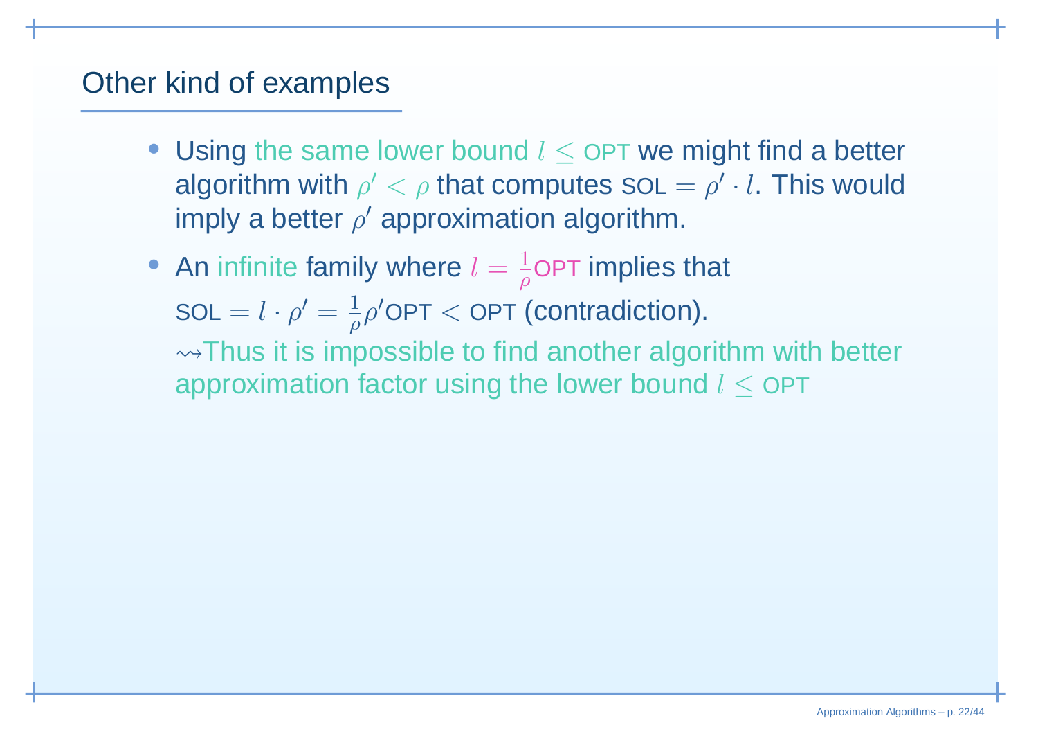## Other kind of examples

- Using the same lower bound $l \leq \text{OPT}$ we might find a better algorithm with $\rho' < \rho$ that computes $\text{SOL} = \rho' \cdot l$. This would imply a better $\rho'$ approximation algorithm.
- An infinite family where $l = \frac{1}{\rho}\text{OPT}$ implies that $\text{SOL} = l \cdot \rho' = \frac{1}{\rho}\rho'\text{OPT} < \text{OPT}$ (contradiction).
  $\rightsquigarrow$Thus it is impossible to find another algorithm with better approximation factor using the lower bound $l \leq \text{OPT}$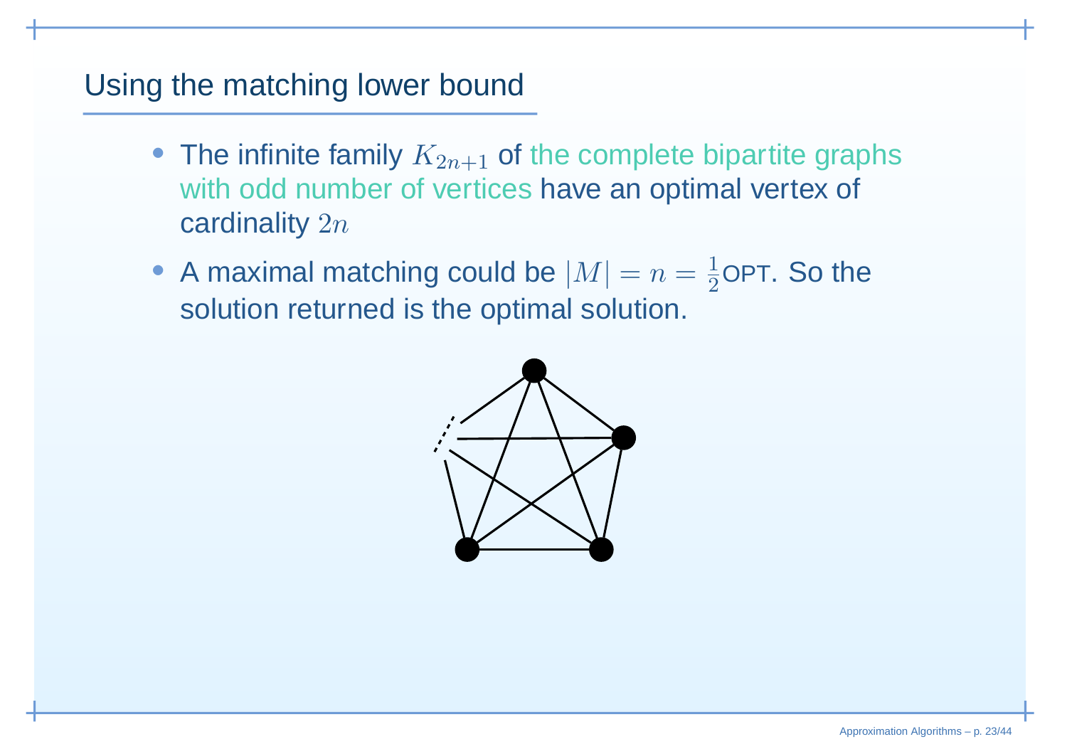## Using the matching lower bound

- The infinite family $K_{2n+1}$ of the complete bipartite graphs with odd number of vertices have an optimal vertex of cardinality $2n$
- A maximal matching could be $|M| = n = \frac{1}{2}$OPT. So the solution returned is the optimal solution.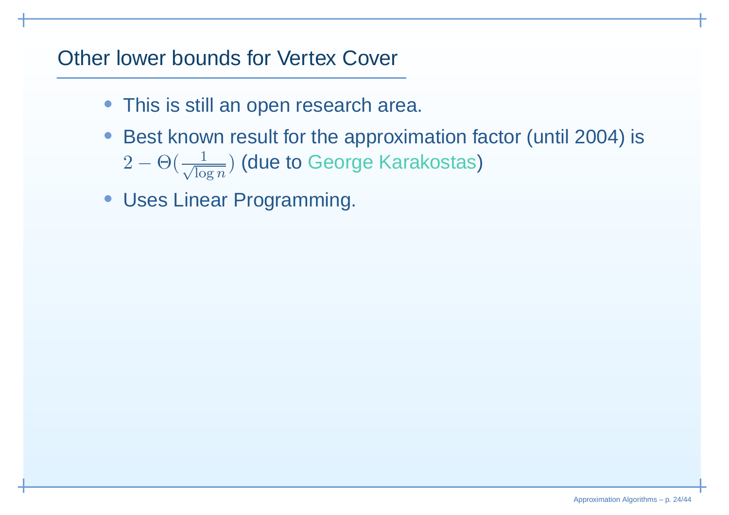# Other lower bounds for Vertex Cover

- This is still an open research area.
- Best known result for the approximation factor (until 2004) is $2 - \Theta(\frac{1}{\sqrt{\log n}})$ (due to George Karakostas)
- Uses Linear Programming.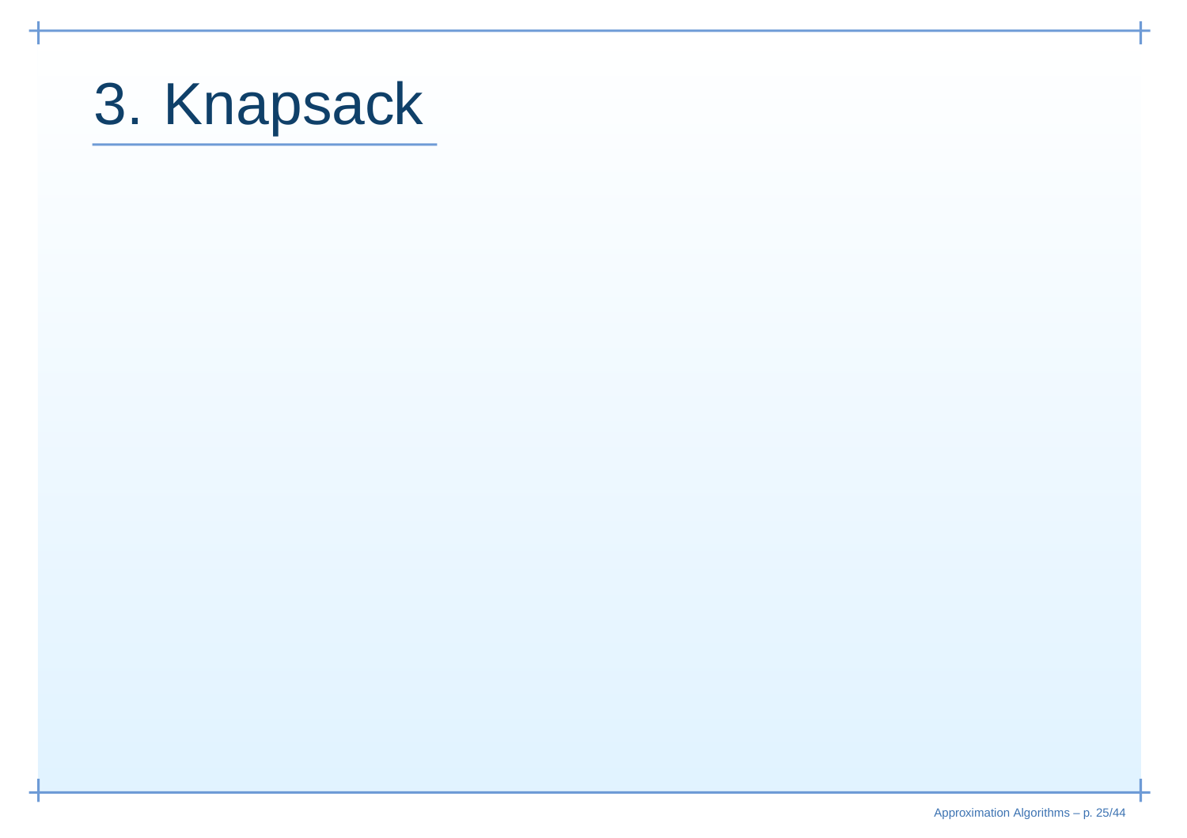# 3. Knapsack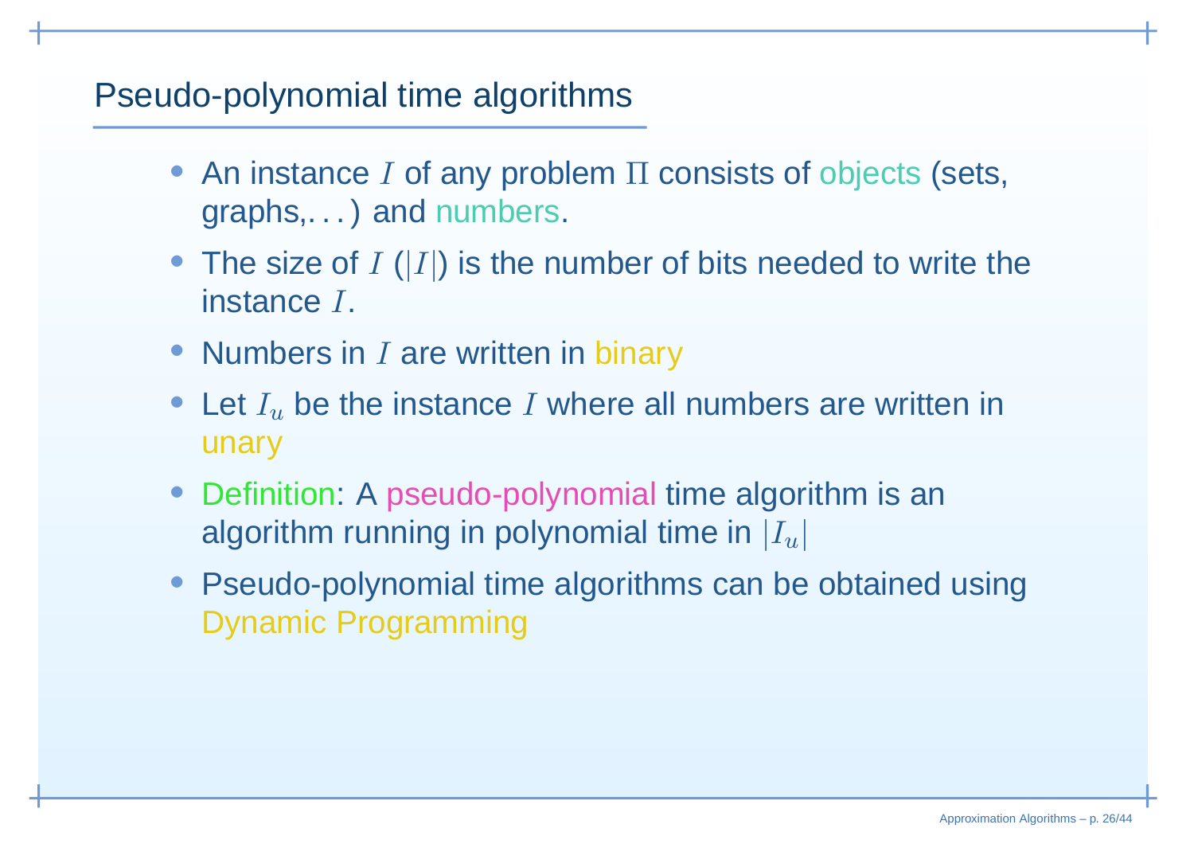## Pseudo-polynomial time algorithms

- An instance $I$ of any problem $\Pi$ consists of objects (sets, graphs,...) and numbers.
- The size of $I$ ($|I|$) is the number of bits needed to write the instance $I$.
- Numbers in $I$ are written in binary
- Let $I_u$ be the instance $I$ where all numbers are written in unary
- Definition: A pseudo-polynomial time algorithm is an algorithm running in polynomial time in $|I_u|$
- Pseudo-polynomial time algorithms can be obtained using Dynamic Programming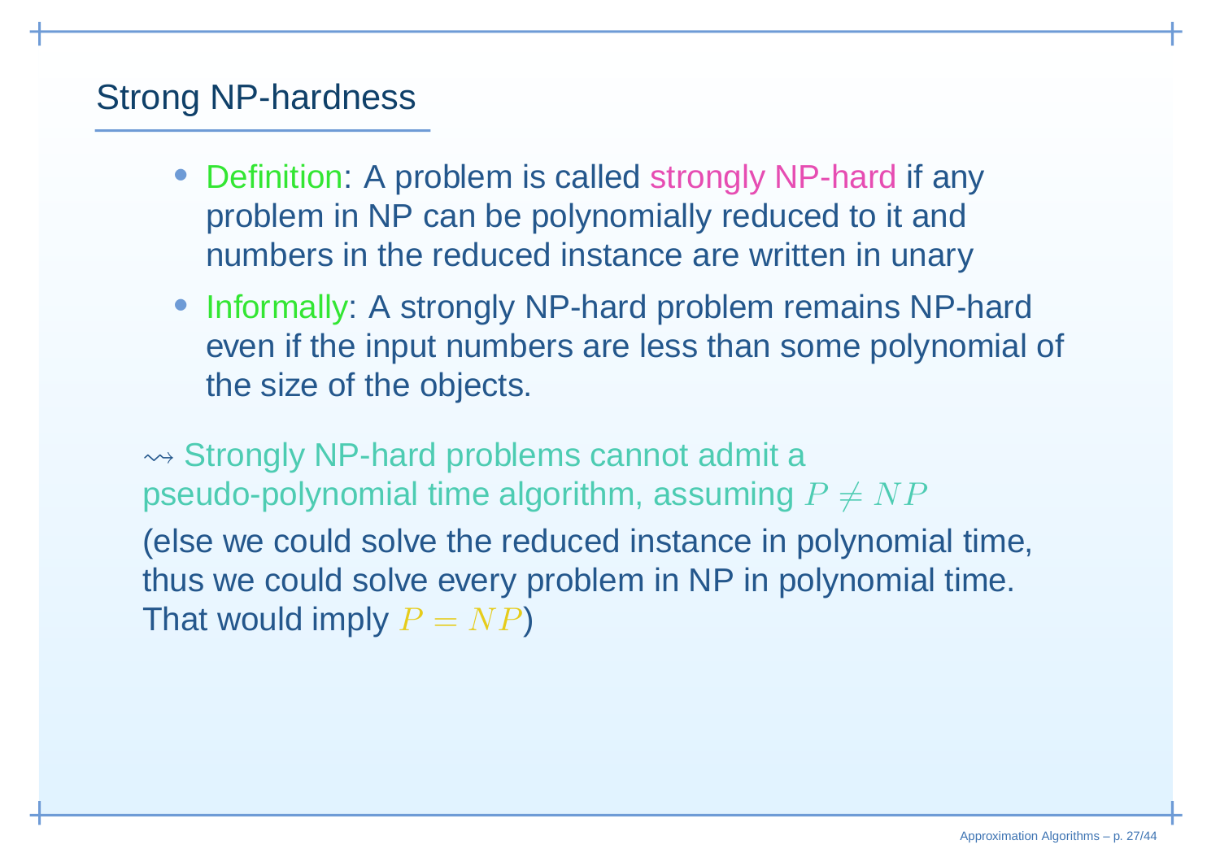## Strong NP-hardness

- Definition: A problem is called strongly NP-hard if any problem in NP can be polynomially reduced to it and numbers in the reduced instance are written in unary
- Informally: A strongly NP-hard problem remains NP-hard even if the input numbers are less than some polynomial of the size of the objects.

$\rightsquigarrow$ Strongly NP-hard problems cannot admit a pseudo-polynomial time algorithm, assuming $P \neq NP$

(else we could solve the reduced instance in polynomial time, thus we could solve every problem in NP in polynomial time. That would imply $P = NP$)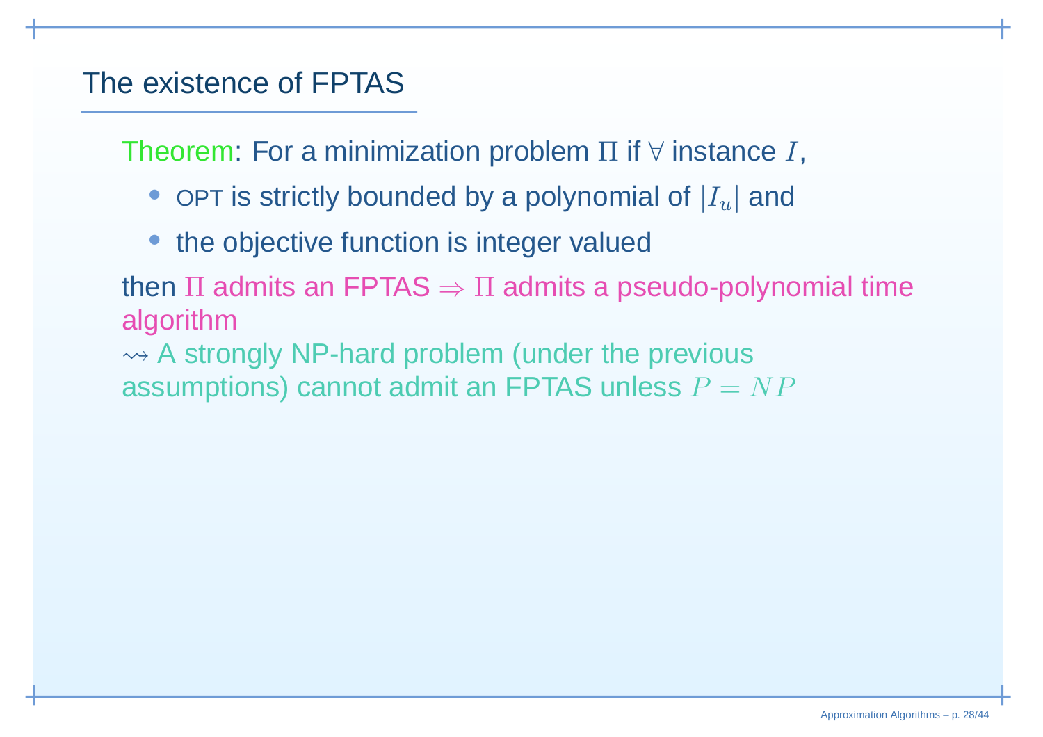# The existence of FPTAS

Theorem: For a minimization problem $\Pi$ if $\forall$ instance $I$,

- OPT is strictly bounded by a polynomial of $|I_u|$ and
- the objective function is integer valued

then $\Pi$ admits an FPTAS $\Rightarrow$ $\Pi$ admits a pseudo-polynomial time algorithm

$\rightsquigarrow$ A strongly NP-hard problem (under the previous assumptions) cannot admit an FPTAS unless $P = NP$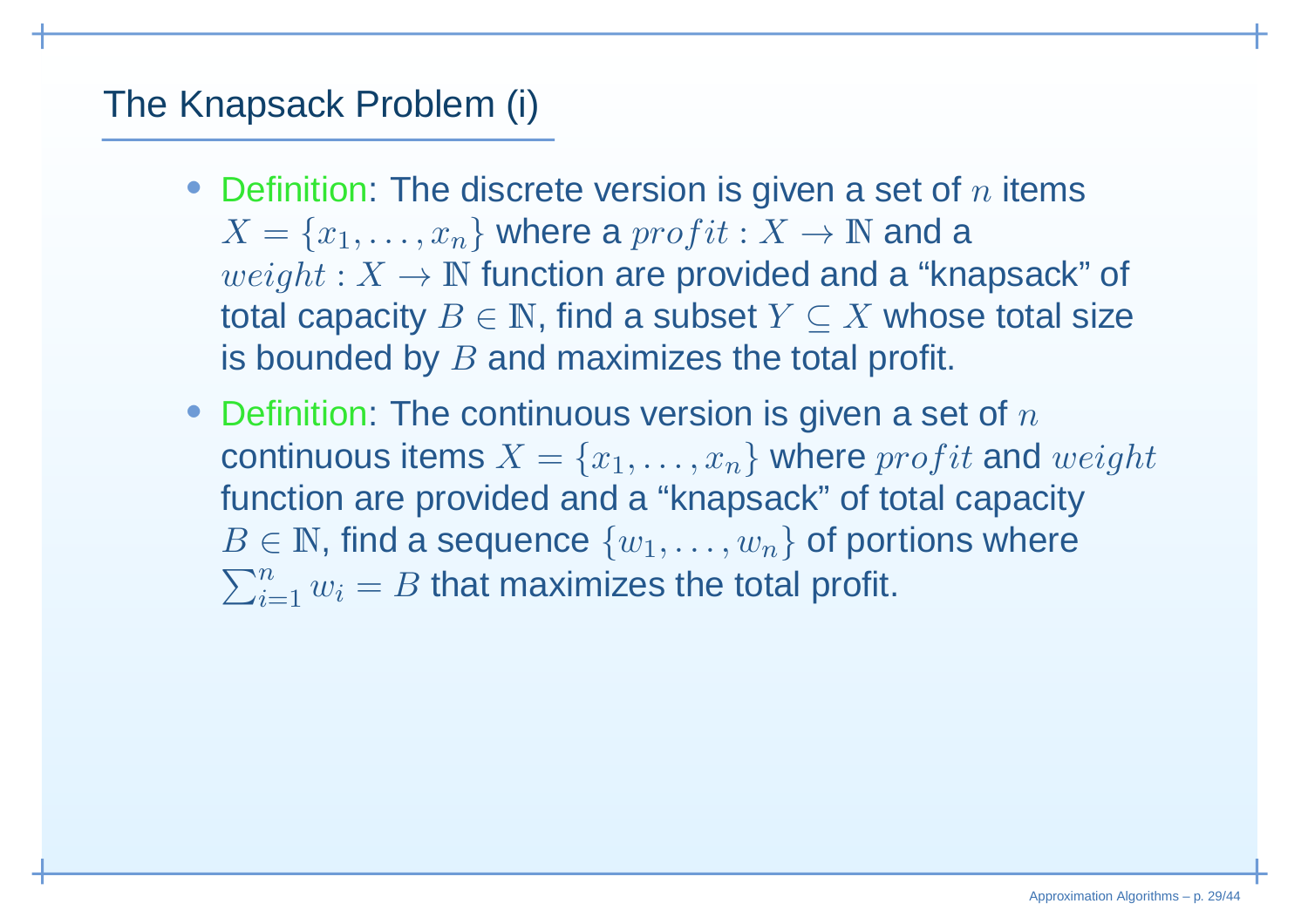## The Knapsack Problem (i)

- Definition: The discrete version is given a set of $n$ items $X = \{x_1, \ldots, x_n\}$ where a $profit : X \to \mathbb{N}$ and a $weight : X \to \mathbb{N}$ function are provided and a "knapsack" of total capacity $B \in \mathbb{N}$, find a subset $Y \subseteq X$ whose total size is bounded by $B$ and maximizes the total profit.
- Definition: The continuous version is given a set of $n$ continuous items $X = \{x_1, \ldots, x_n\}$ where $profit$ and $weight$ function are provided and a "knapsack" of total capacity $B \in \mathbb{N}$, find a sequence $\{w_1, \ldots, w_n\}$ of portions where $\sum_{i=1}^{n} w_i = B$ that maximizes the total profit.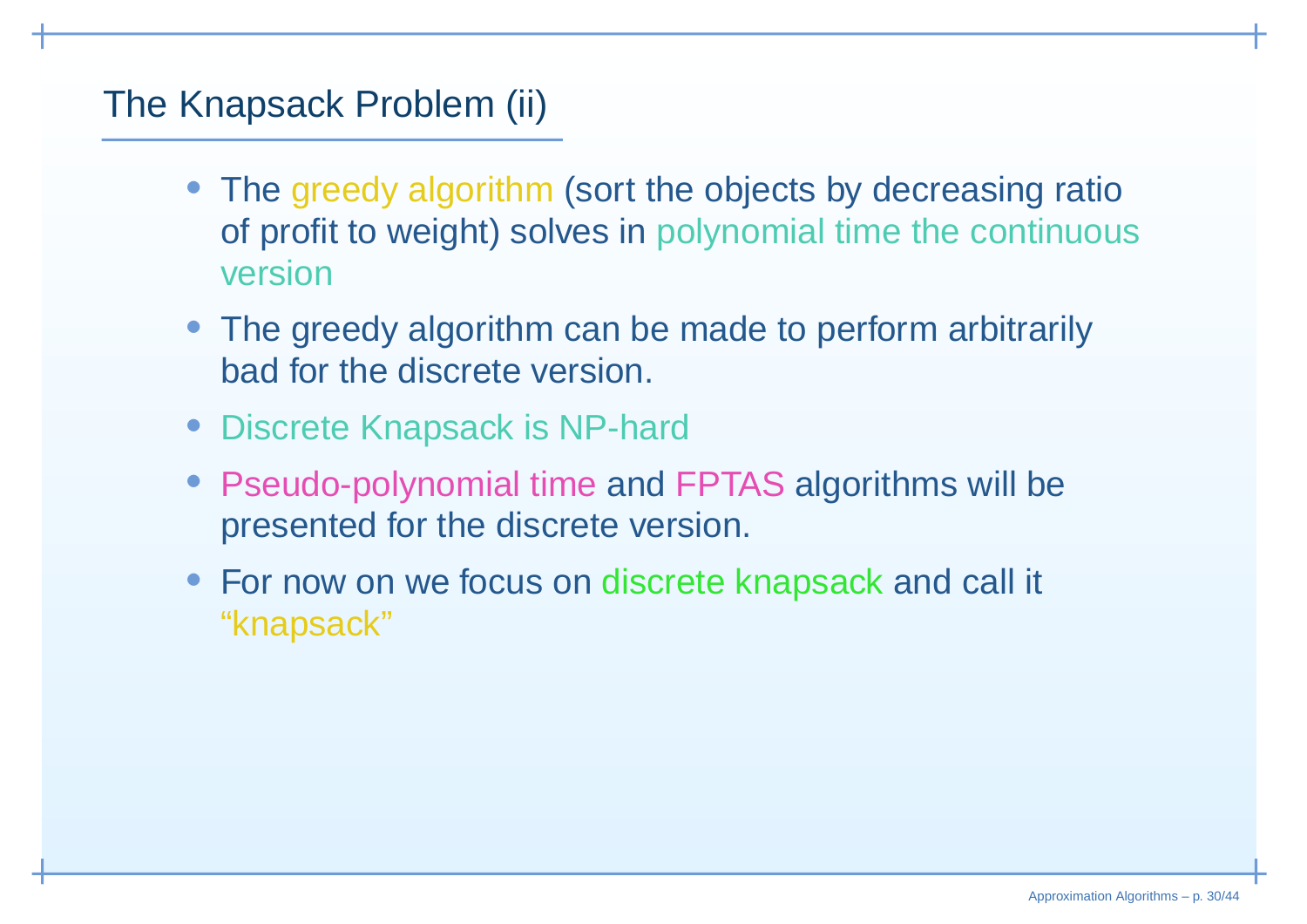## The Knapsack Problem (ii)

- The greedy algorithm (sort the objects by decreasing ratio of profit to weight) solves in polynomial time the continuous version
- The greedy algorithm can be made to perform arbitrarily bad for the discrete version.
- Discrete Knapsack is NP-hard
- Pseudo-polynomial time and FPTAS algorithms will be presented for the discrete version.
- For now on we focus on discrete knapsack and call it “knapsack”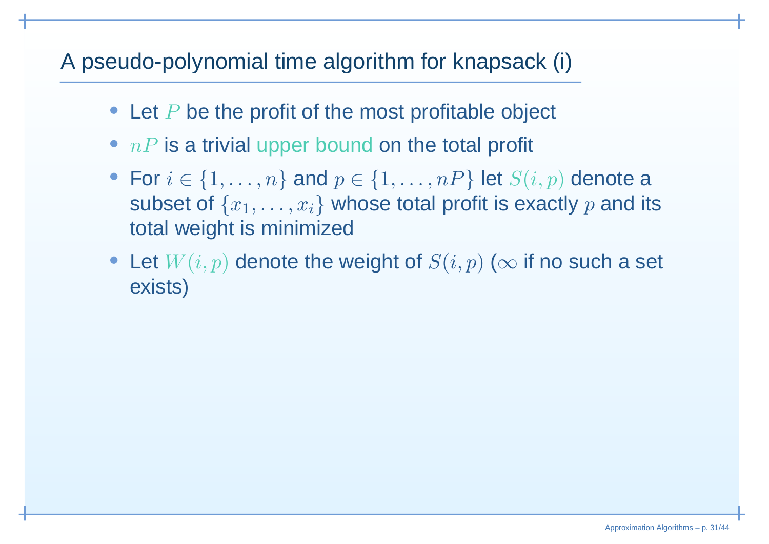# A pseudo-polynomial time algorithm for knapsack (i)

- Let $P$ be the profit of the most profitable object
- $nP$ is a trivial upper bound on the total profit
- For $i \in \{1, \ldots, n\}$ and $p \in \{1, \ldots, nP\}$ let $S(i,p)$ denote a subset of $\{x_1, \ldots, x_i\}$ whose total profit is exactly $p$ and its total weight is minimized
- Let $W(i,p)$ denote the weight of $S(i,p)$ ($\infty$ if no such a set exists)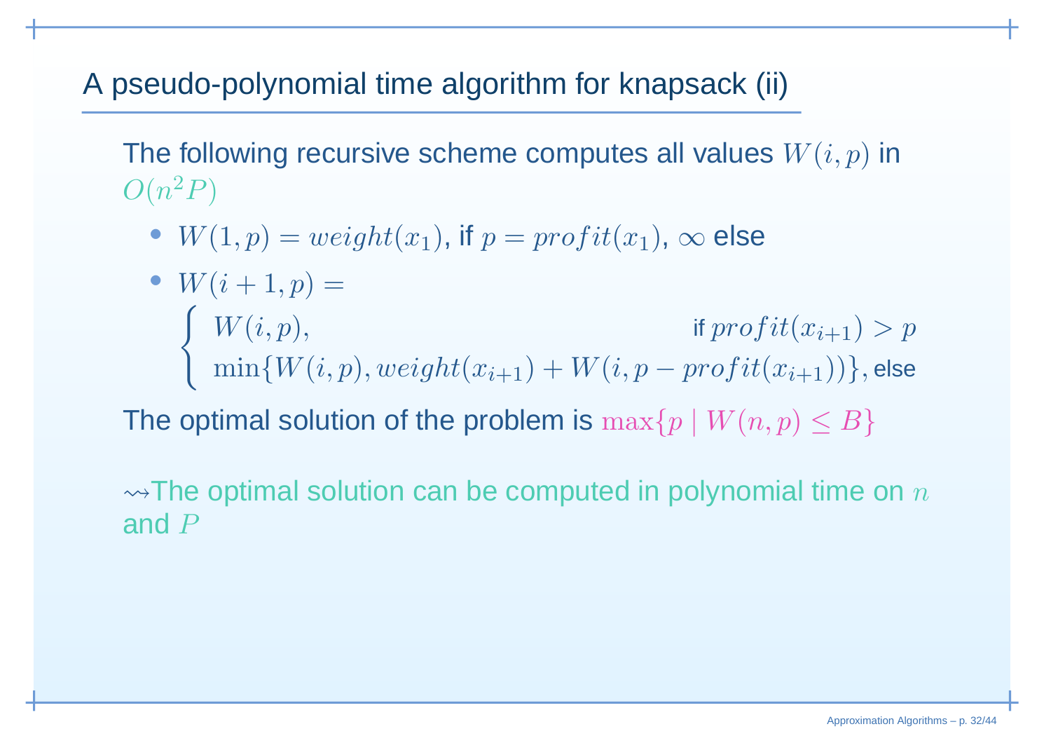# A pseudo-polynomial time algorithm for knapsack (ii)

The following recursive scheme computes all values $W(i,p)$ in $O(n^2P)$

- $W(1,p) = weight(x_1)$, if $p = profit(x_1)$, $\infty$ else
- $W(i+1,p) =$

$$\begin{cases} W(i,p), & \text{if } profit(x_{i+1}) > p \\ \min\{W(i,p), weight(x_{i+1}) + W(i, p - profit(x_{i+1}))\}, & \text{else} \end{cases}$$

The optimal solution of the problem is $\max\{p \mid W(n,p) \leq B\}$

$\rightsquigarrow$The optimal solution can be computed in polynomial time on $n$ and $P$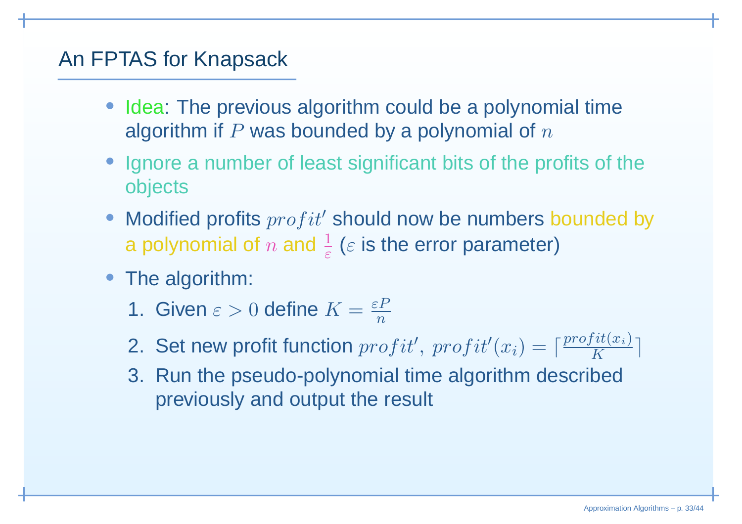# An FPTAS for Knapsack

- Idea: The previous algorithm could be a polynomial time algorithm if $P$ was bounded by a polynomial of $n$
- Ignore a number of least significant bits of the profits of the objects
- Modified profits $profit'$ should now be numbers bounded by a polynomial of $n$ and $\frac{1}{\varepsilon}$ ($\varepsilon$ is the error parameter)
- The algorithm:
  1. Given $\varepsilon > 0$ define $K = \frac{\varepsilon P}{n}$
  2. Set new profit function $profit'$, $profit'(x_i) = \lceil \frac{profit(x_i)}{K} \rceil$
  3. Run the pseudo-polynomial time algorithm described previously and output the result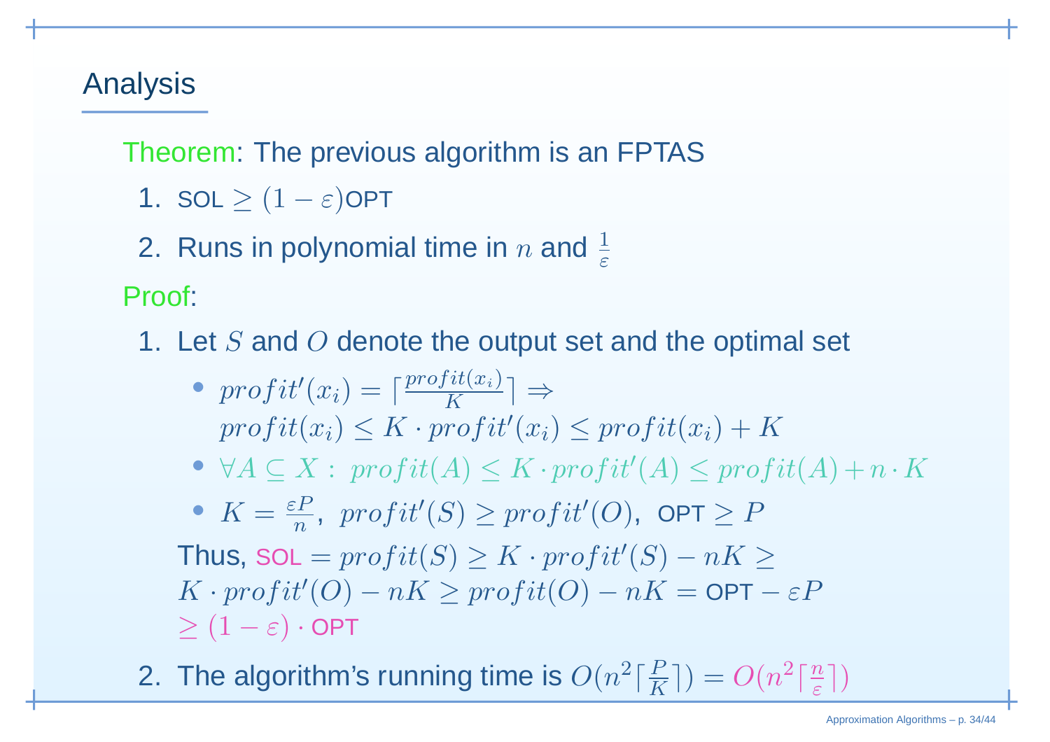# Analysis

Theorem: The previous algorithm is an FPTAS

1. SOL $\geq (1 - \varepsilon)$OPT
2. Runs in polynomial time in $n$ and $\frac{1}{\varepsilon}$

Proof:

1. Let $S$ and $O$ denote the output set and the optimal set
   - $profit'(x_i) = \lceil \frac{profit(x_i)}{K} \rceil \Rightarrow$
     $profit(x_i) \leq K \cdot profit'(x_i) \leq profit(x_i) + K$
   - $\forall A \subseteq X: \ profit(A) \leq K \cdot profit'(A) \leq profit(A) + n \cdot K$
   - $K = \frac{\varepsilon P}{n}, \ profit'(S) \geq profit'(O), \ \text{OPT} \geq P$

   Thus, $\text{SOL} = profit(S) \geq K \cdot profit'(S) - nK \geq$
   $K \cdot profit'(O) - nK \geq profit(O) - nK = \text{OPT} - \varepsilon P$
   $\geq (1 - \varepsilon) \cdot \text{OPT}$

2. The algorithm's running time is $O(n^2 \lceil \frac{P}{K} \rceil) = O(n^2 \lceil \frac{n}{\varepsilon} \rceil)$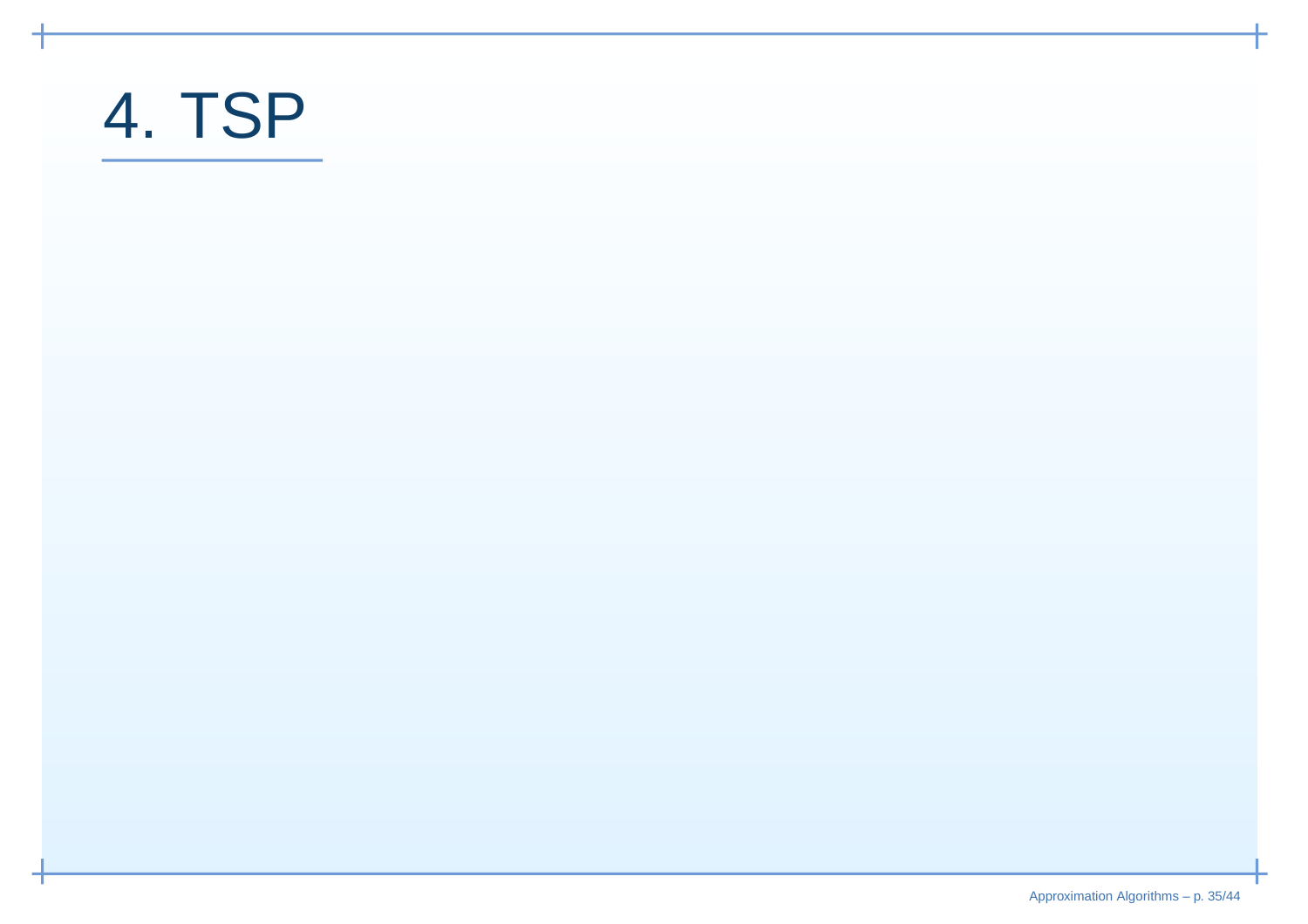# 4. TSP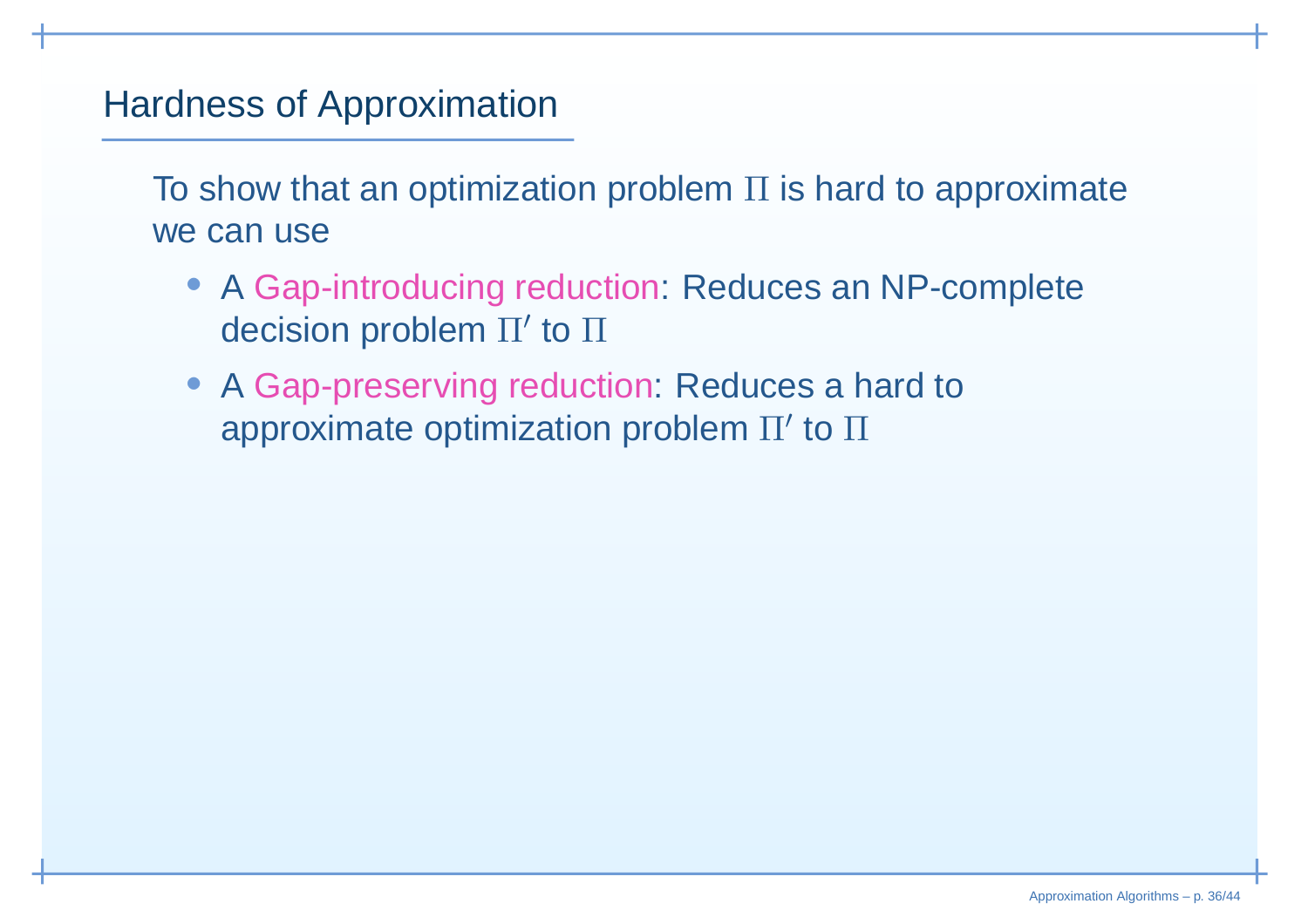# Hardness of Approximation

To show that an optimization problem $\Pi$ is hard to approximate we can use

- A Gap-introducing reduction: Reduces an NP-complete decision problem $\Pi'$ to $\Pi$
- A Gap-preserving reduction: Reduces a hard to approximate optimization problem $\Pi'$ to $\Pi$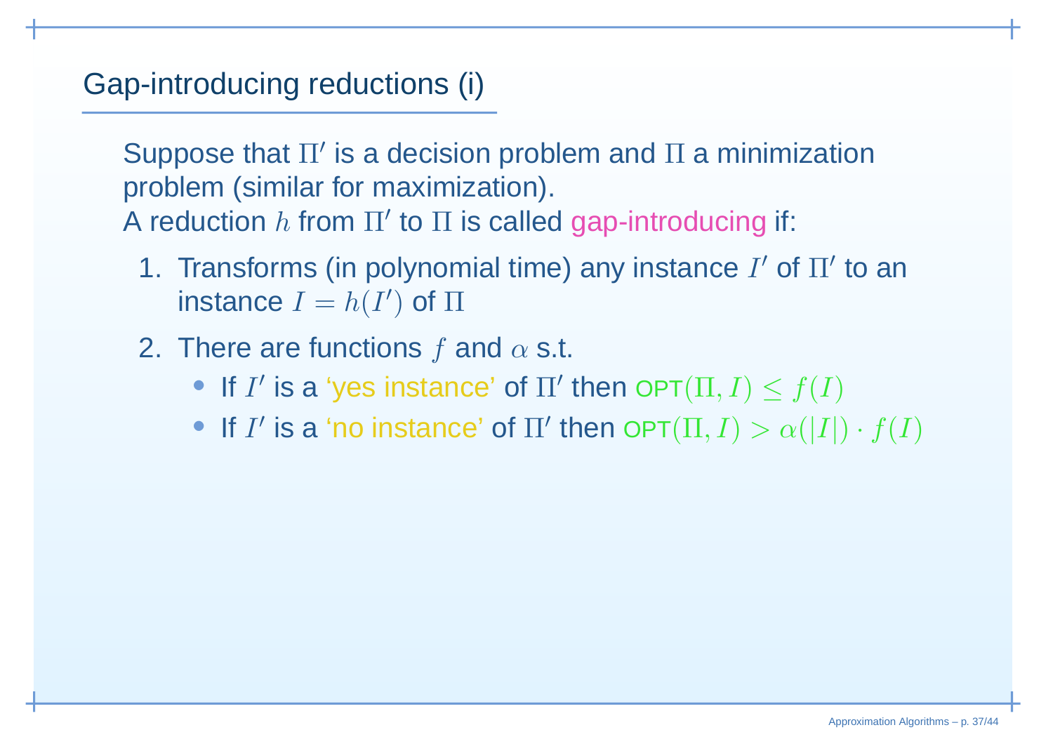## Gap-introducing reductions (i)

Suppose that $\Pi'$ is a decision problem and $\Pi$ a minimization problem (similar for maximization).
A reduction $h$ from $\Pi'$ to $\Pi$ is called gap-introducing if:

1. Transforms (in polynomial time) any instance $I'$ of $\Pi'$ to an instance $I = h(I')$ of $\Pi$
2. There are functions $f$ and $\alpha$ s.t.
   - If $I'$ is a 'yes instance' of $\Pi'$ then OPT$(\Pi, I) \leq f(I)$
   - If $I'$ is a 'no instance' of $\Pi'$ then OPT$(\Pi, I) > \alpha(|I|) \cdot f(I)$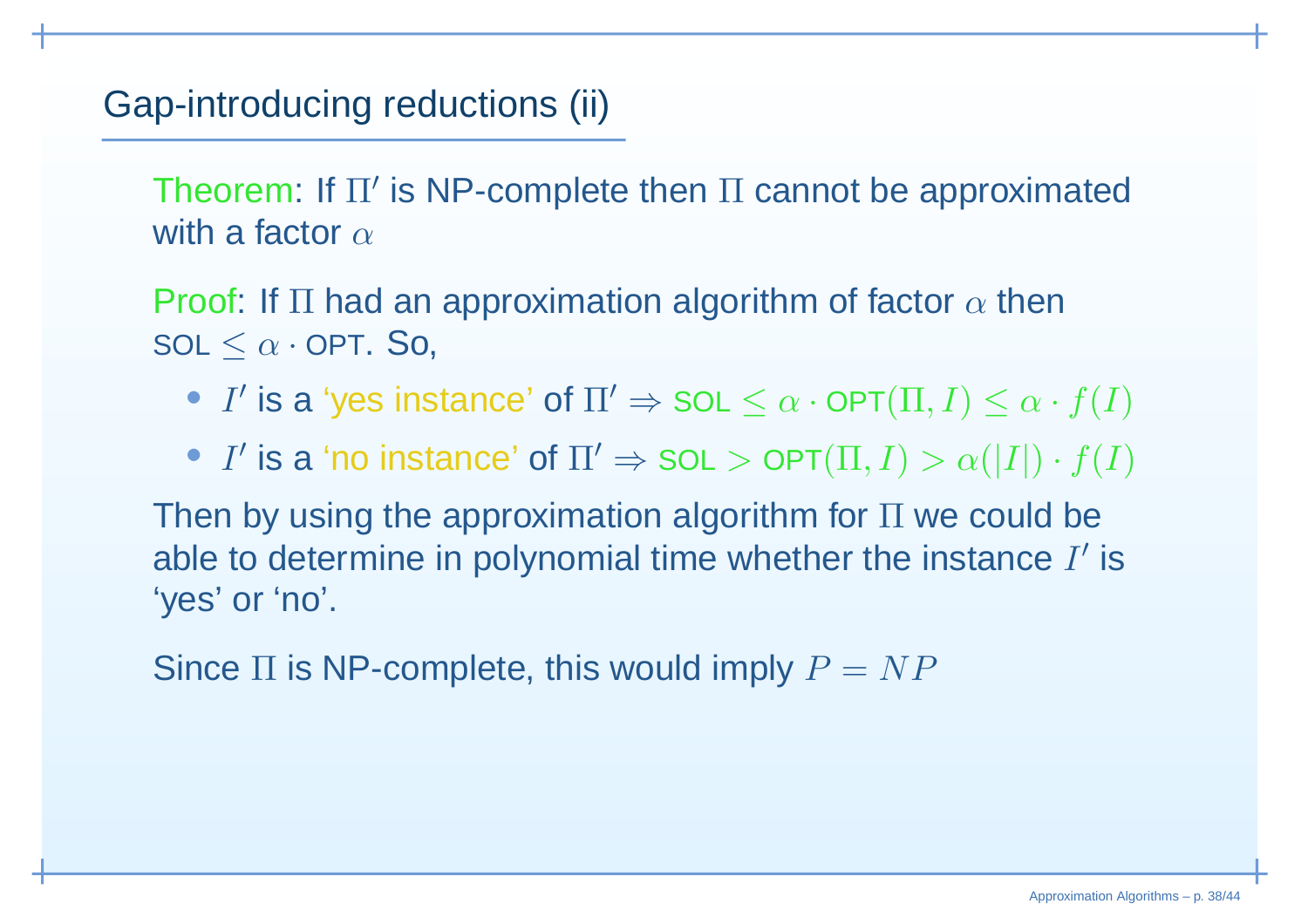## Gap-introducing reductions (ii)

Theorem: If $\Pi'$ is NP-complete then $\Pi$ cannot be approximated with a factor $\alpha$

Proof: If $\Pi$ had an approximation algorithm of factor $\alpha$ then SOL $\leq \alpha \cdot$ OPT. So,

- $I'$ is a 'yes instance' of $\Pi' \Rightarrow$ SOL $\leq \alpha \cdot$ OPT$(\Pi, I) \leq \alpha \cdot f(I)$
- $I'$ is a 'no instance' of $\Pi' \Rightarrow$ SOL $>$ OPT$(\Pi, I) > \alpha(|I|) \cdot f(I)$

Then by using the approximation algorithm for $\Pi$ we could be able to determine in polynomial time whether the instance $I'$ is 'yes' or 'no'.

Since $\Pi$ is NP-complete, this would imply $P = NP$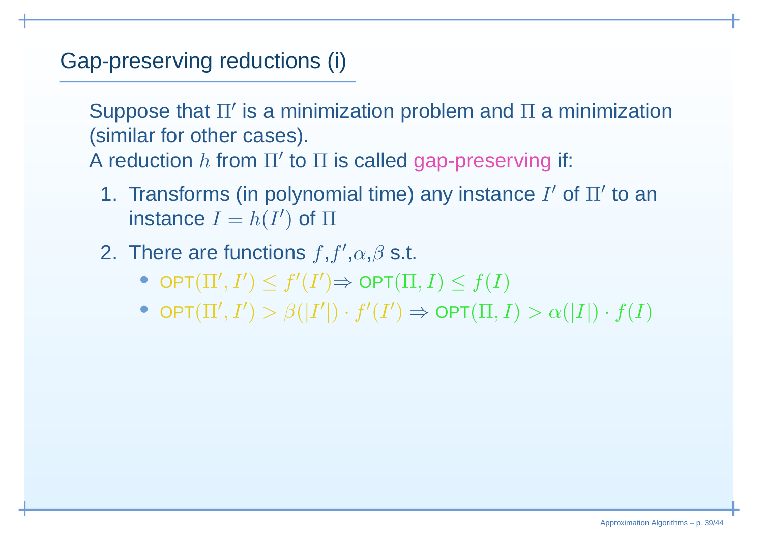# Gap-preserving reductions (i)

Suppose that $\Pi'$ is a minimization problem and $\Pi$ a minimization (similar for other cases).
A reduction $h$ from $\Pi'$ to $\Pi$ is called gap-preserving if:

1. Transforms (in polynomial time) any instance $I'$ of $\Pi'$ to an instance $I = h(I')$ of $\Pi$
2. There are functions $f$,$f'$,$\alpha$,$\beta$ s.t.
   - OPT$(\Pi', I') \leq f'(I')$ $\Rightarrow$ OPT$(\Pi, I) \leq f(I)$
   - OPT$(\Pi', I') > \beta(|I'|) \cdot f'(I')$ $\Rightarrow$ OPT$(\Pi, I) > \alpha(|I|) \cdot f(I)$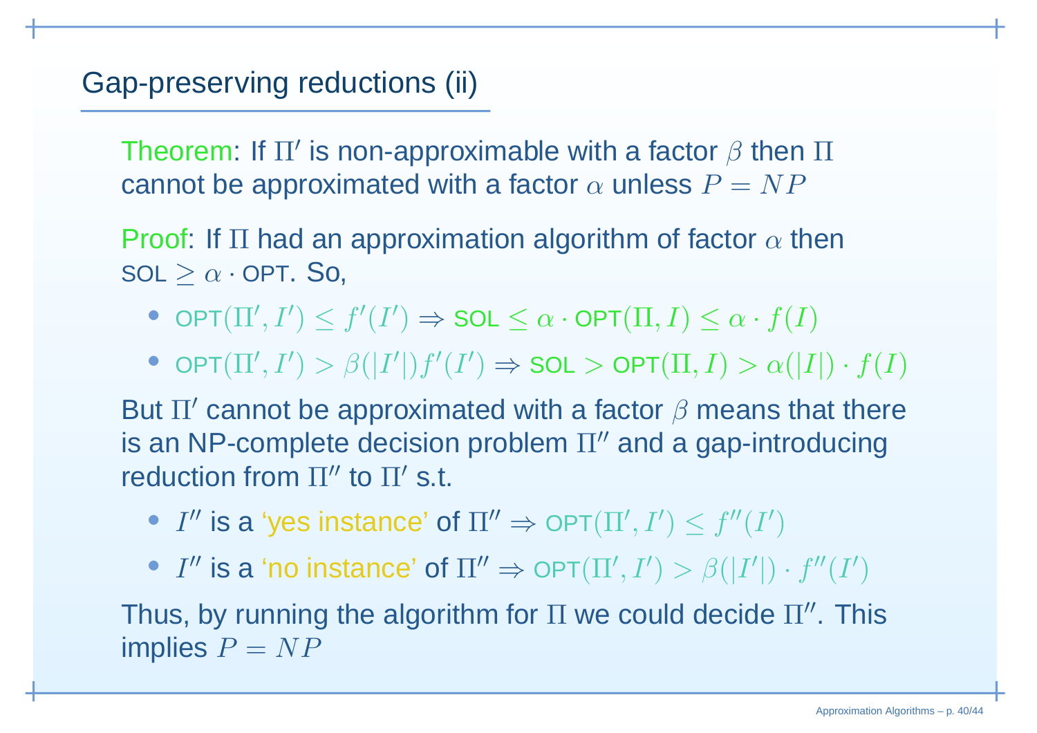## Gap-preserving reductions (ii)

Theorem: If $\Pi'$ is non-approximable with a factor $\beta$ then $\Pi$ cannot be approximated with a factor $\alpha$ unless $P = NP$

Proof: If $\Pi$ had an approximation algorithm of factor $\alpha$ then $\text{SOL} \geq \alpha \cdot \text{OPT}$. So,

- $\text{OPT}(\Pi', I') \leq f'(I') \Rightarrow \text{SOL} \leq \alpha \cdot \text{OPT}(\Pi, I) \leq \alpha \cdot f(I)$
- $\text{OPT}(\Pi', I') > \beta(|I'|)f'(I') \Rightarrow \text{SOL} > \text{OPT}(\Pi, I) > \alpha(|I|) \cdot f(I)$

But $\Pi'$ cannot be approximated with a factor $\beta$ means that there is an NP-complete decision problem $\Pi''$ and a gap-introducing reduction from $\Pi''$ to $\Pi'$ s.t.

- $I''$ is a 'yes instance' of $\Pi'' \Rightarrow \text{OPT}(\Pi', I') \leq f''(I')$
- $I''$ is a 'no instance' of $\Pi'' \Rightarrow \text{OPT}(\Pi', I') > \beta(|I'|) \cdot f''(I')$

Thus, by running the algorithm for $\Pi$ we could decide $\Pi''$. This implies $P = NP$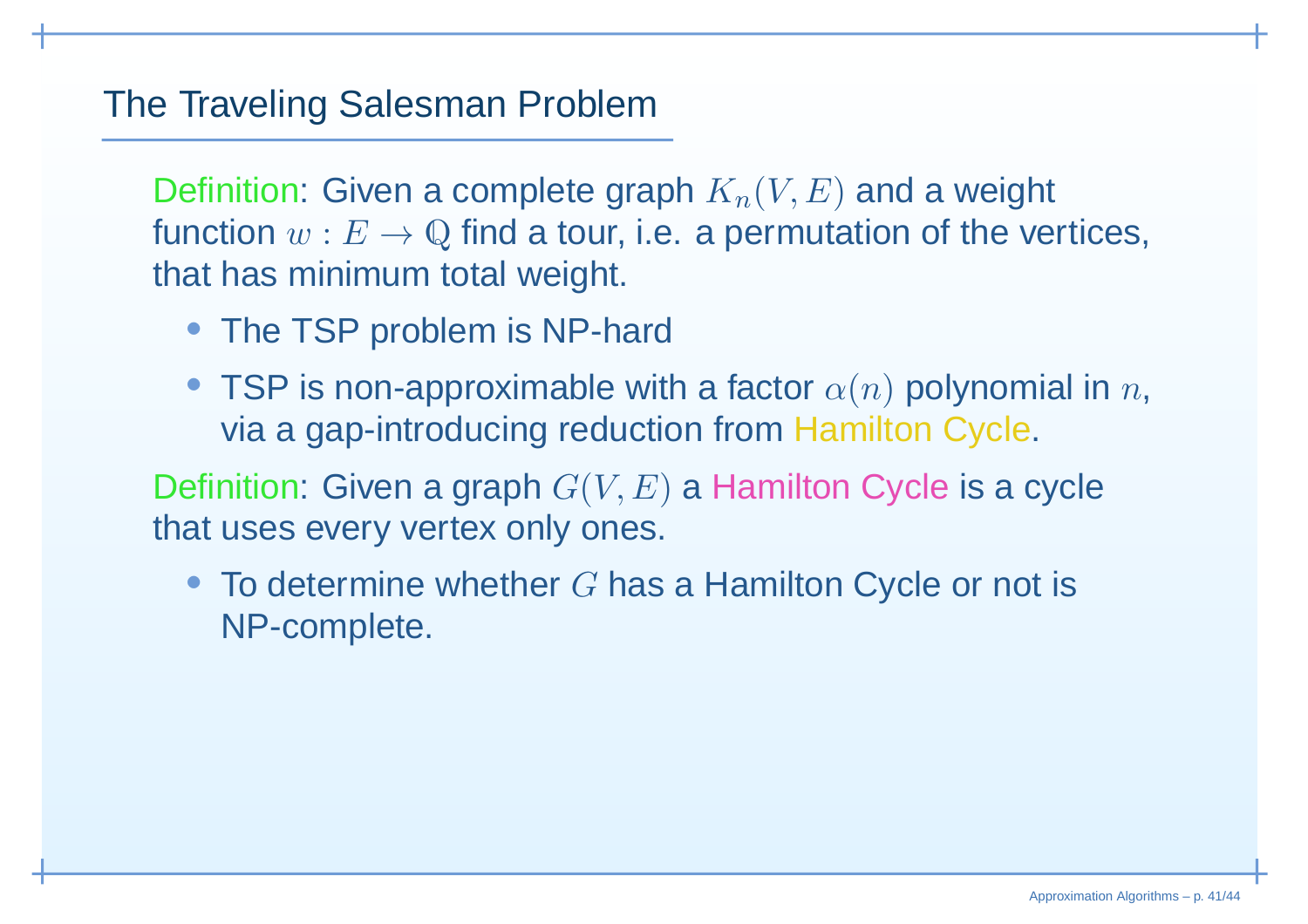## The Traveling Salesman Problem

Definition: Given a complete graph $K_n(V, E)$ and a weight function $w : E \to \mathbb{Q}$ find a tour, i.e. a permutation of the vertices, that has minimum total weight.

- The TSP problem is NP-hard
- TSP is non-approximable with a factor $\alpha(n)$ polynomial in $n$, via a gap-introducing reduction from Hamilton Cycle.

Definition: Given a graph $G(V, E)$ a Hamilton Cycle is a cycle that uses every vertex only ones.

- To determine whether $G$ has a Hamilton Cycle or not is NP-complete.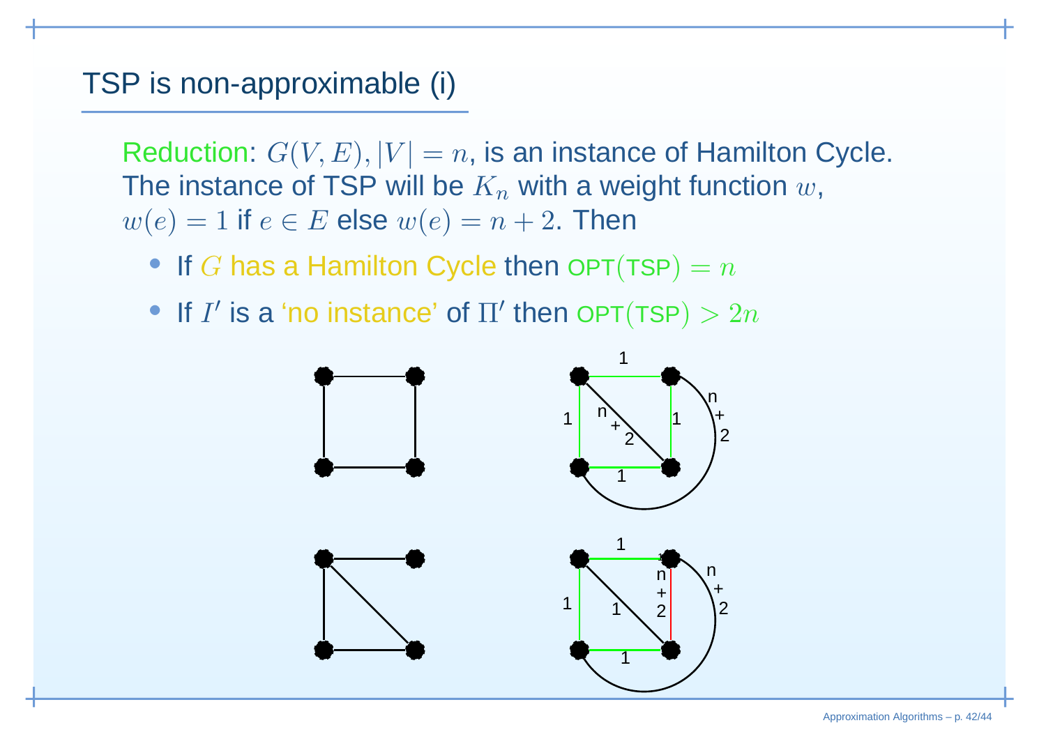# TSP is non-approximable (i)

Reduction: $G(V, E), |V| = n$, is an instance of Hamilton Cycle. The instance of TSP will be $K_n$ with a weight function $w$, $w(e) = 1$ if $e \in E$ else $w(e) = n + 2$. Then

- If $G$ has a Hamilton Cycle then $\text{OPT}(\text{TSP}) = n$
- If $I'$ is a 'no instance' of $\Pi'$ then $\text{OPT}(\text{TSP}) > 2n$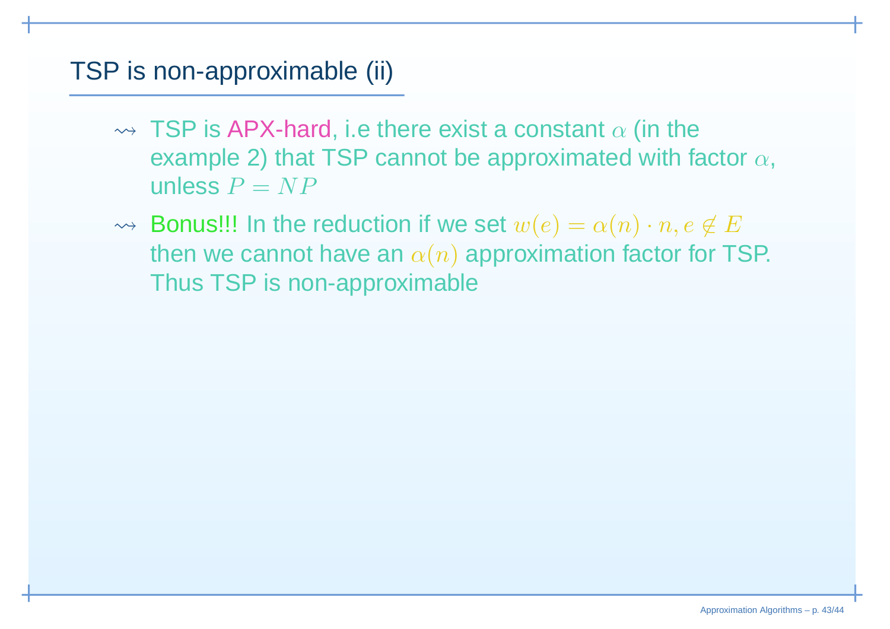# TSP is non-approximable (ii)

- TSP is APX-hard, i.e there exist a constant $\alpha$ (in the example 2) that TSP cannot be approximated with factor $\alpha$, unless $P = NP$
- Bonus!!! In the reduction if we set $w(e) = \alpha(n) \cdot n, e \notin E$ then we cannot have an $\alpha(n)$ approximation factor for TSP. Thus TSP is non-approximable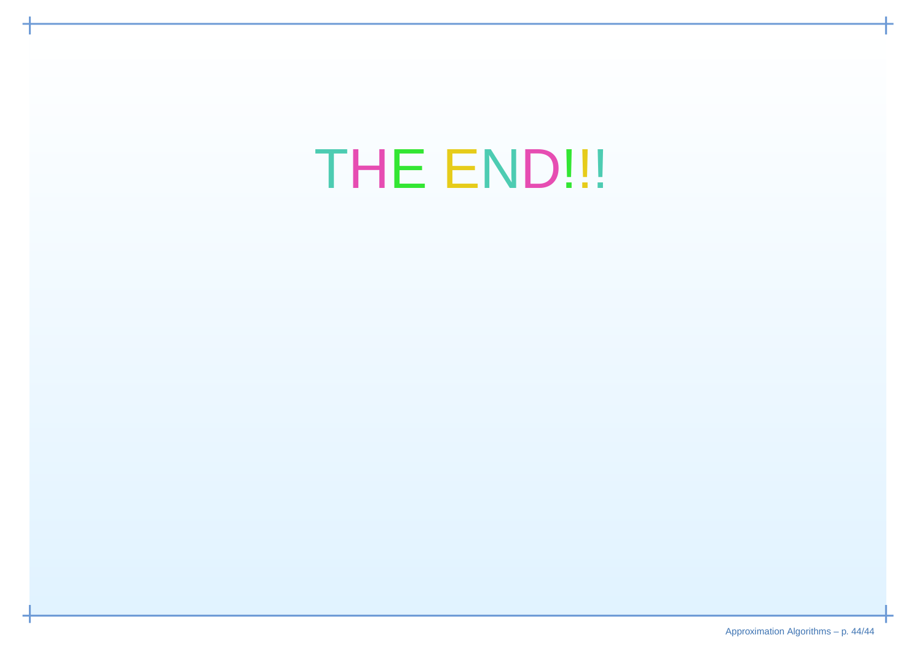# THE END!!!